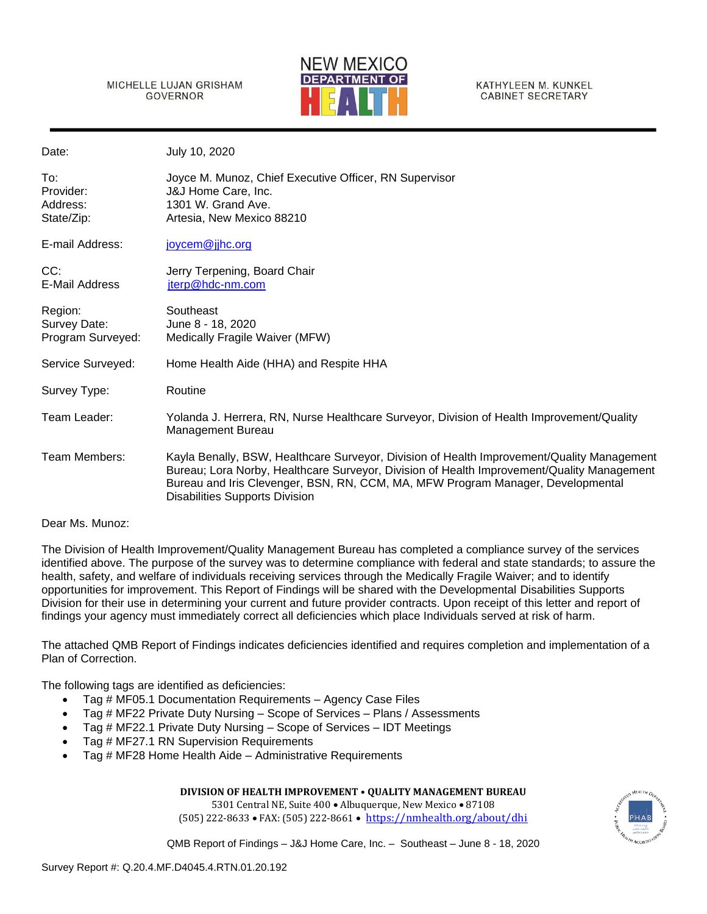MICHELLE LUJAN GRISHAM
GOVERNOR

NEW MEXICO
DEPARTMENT OF
HEALTH

KATHYLEEN M. KUNKEL
CABINET SECRETARY

| | |
|---|---|
| Date: | July 10, 2020 |
| To: | Joyce M. Munoz, Chief Executive Officer, RN Supervisor |
| Provider: | J&J Home Care, Inc. |
| Address: | 1301 W. Grand Ave. |
| State/Zip: | Artesia, New Mexico 88210 |
| E-mail Address: | joycem@jjhc.org |
| CC: | Jerry Terpening, Board Chair |
| E-Mail Address | jterp@hdc-nm.com |
| Region: | Southeast |
| Survey Date: | June 8 - 18, 2020 |
| Program Surveyed: | Medically Fragile Waiver (MFW) |
| Service Surveyed: | Home Health Aide (HHA) and Respite HHA |
| Survey Type: | Routine |
| Team Leader: | Yolanda J. Herrera, RN, Nurse Healthcare Surveyor, Division of Health Improvement/Quality Management Bureau |
| Team Members: | Kayla Benally, BSW, Healthcare Surveyor, Division of Health Improvement/Quality Management Bureau; Lora Norby, Healthcare Surveyor, Division of Health Improvement/Quality Management Bureau and Iris Clevenger, BSN, RN, CCM, MA, MFW Program Manager, Developmental Disabilities Supports Division |

Dear Ms. Munoz:

The Division of Health Improvement/Quality Management Bureau has completed a compliance survey of the services identified above. The purpose of the survey was to determine compliance with federal and state standards; to assure the health, safety, and welfare of individuals receiving services through the Medically Fragile Waiver; and to identify opportunities for improvement. This Report of Findings will be shared with the Developmental Disabilities Supports Division for their use in determining your current and future provider contracts. Upon receipt of this letter and report of findings your agency must immediately correct all deficiencies which place Individuals served at risk of harm.

The attached QMB Report of Findings indicates deficiencies identified and requires completion and implementation of a Plan of Correction.

The following tags are identified as deficiencies:

- Tag # MF05.1 Documentation Requirements – Agency Case Files
- Tag # MF22 Private Duty Nursing – Scope of Services – Plans / Assessments
- Tag # MF22.1 Private Duty Nursing – Scope of Services – IDT Meetings
- Tag # MF27.1 RN Supervision Requirements
- Tag # MF28 Home Health Aide – Administrative Requirements

**DIVISION OF HEALTH IMPROVEMENT • QUALITY MANAGEMENT BUREAU**
5301 Central NE, Suite 400 • Albuquerque, New Mexico • 87108
(505) 222-8633 • FAX: (505) 222-8661 • https://nmhealth.org/about/dhi

QMB Report of Findings – J&J Home Care, Inc. – Southeast – June 8 - 18, 2020

Survey Report #: Q.20.4.MF.D4045.4.RTN.01.20.192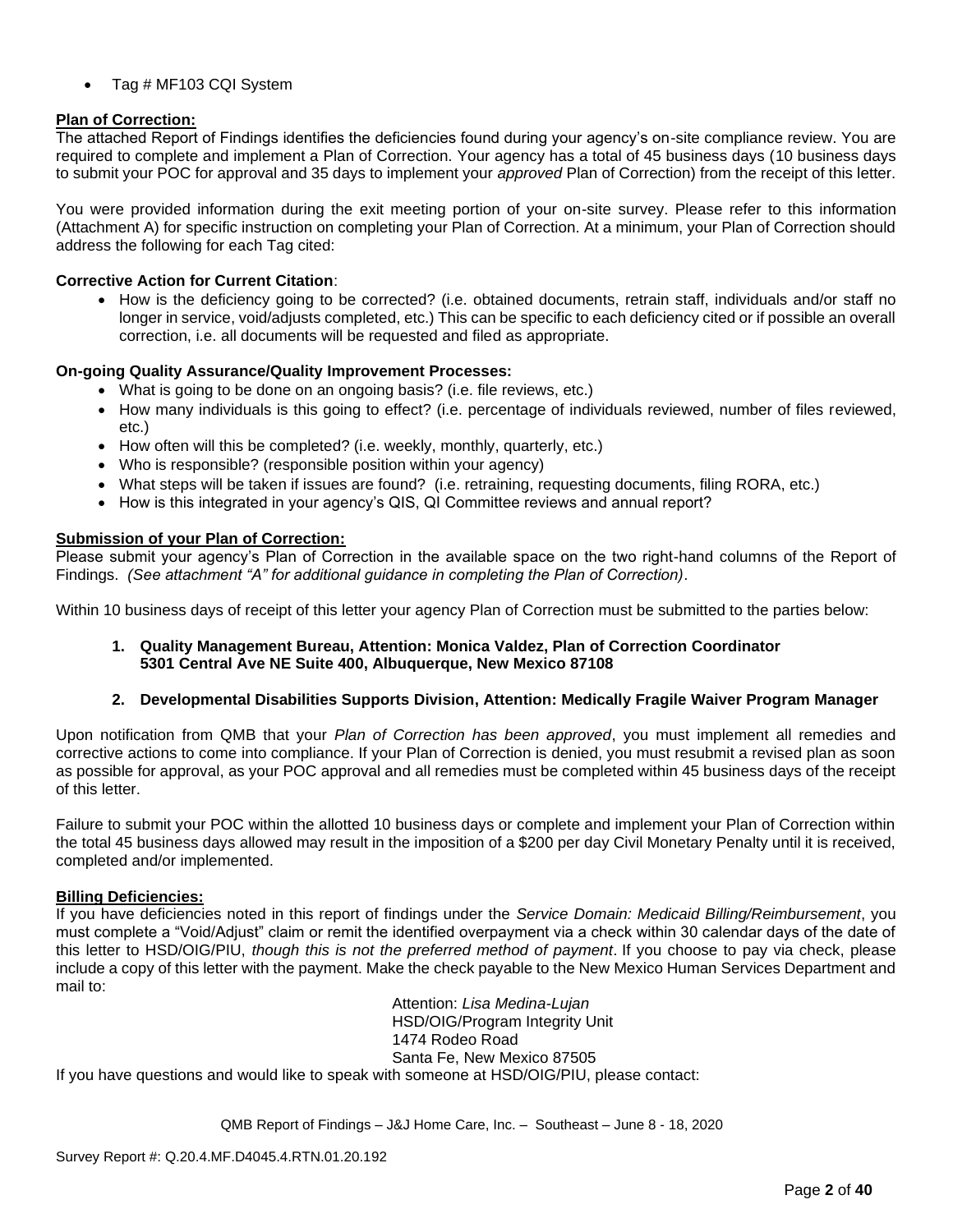- Tag # MF103 CQI System

**Plan of Correction:**
The attached Report of Findings identifies the deficiencies found during your agency's on-site compliance review. You are required to complete and implement a Plan of Correction. Your agency has a total of 45 business days (10 business days to submit your POC for approval and 35 days to implement your *approved* Plan of Correction) from the receipt of this letter.

You were provided information during the exit meeting portion of your on-site survey. Please refer to this information (Attachment A) for specific instruction on completing your Plan of Correction. At a minimum, your Plan of Correction should address the following for each Tag cited:

**Corrective Action for Current Citation**:

- How is the deficiency going to be corrected? (i.e. obtained documents, retrain staff, individuals and/or staff no longer in service, void/adjusts completed, etc.) This can be specific to each deficiency cited or if possible an overall correction, i.e. all documents will be requested and filed as appropriate.

**On-going Quality Assurance/Quality Improvement Processes:**

- What is going to be done on an ongoing basis? (i.e. file reviews, etc.)
- How many individuals is this going to effect? (i.e. percentage of individuals reviewed, number of files reviewed, etc.)
- How often will this be completed? (i.e. weekly, monthly, quarterly, etc.)
- Who is responsible? (responsible position within your agency)
- What steps will be taken if issues are found? (i.e. retraining, requesting documents, filing RORA, etc.)
- How is this integrated in your agency's QIS, QI Committee reviews and annual report?

**Submission of your Plan of Correction:**
Please submit your agency's Plan of Correction in the available space on the two right-hand columns of the Report of Findings. *(See attachment "A" for additional guidance in completing the Plan of Correction)*.

Within 10 business days of receipt of this letter your agency Plan of Correction must be submitted to the parties below:

1. **Quality Management Bureau, Attention: Monica Valdez, Plan of Correction Coordinator 5301 Central Ave NE Suite 400, Albuquerque, New Mexico 87108**

2. **Developmental Disabilities Supports Division, Attention: Medically Fragile Waiver Program Manager**

Upon notification from QMB that your *Plan of Correction has been approved*, you must implement all remedies and corrective actions to come into compliance. If your Plan of Correction is denied, you must resubmit a revised plan as soon as possible for approval, as your POC approval and all remedies must be completed within 45 business days of the receipt of this letter.

Failure to submit your POC within the allotted 10 business days or complete and implement your Plan of Correction within the total 45 business days allowed may result in the imposition of a $200 per day Civil Monetary Penalty until it is received, completed and/or implemented.

**Billing Deficiencies:**
If you have deficiencies noted in this report of findings under the *Service Domain: Medicaid Billing/Reimbursement*, you must complete a "Void/Adjust" claim or remit the identified overpayment via a check within 30 calendar days of the date of this letter to HSD/OIG/PIU, *though this is not the preferred method of payment*. If you choose to pay via check, please include a copy of this letter with the payment. Make the check payable to the New Mexico Human Services Department and mail to:

Attention: *Lisa Medina-Lujan*
HSD/OIG/Program Integrity Unit
1474 Rodeo Road
Santa Fe, New Mexico 87505

If you have questions and would like to speak with someone at HSD/OIG/PIU, please contact: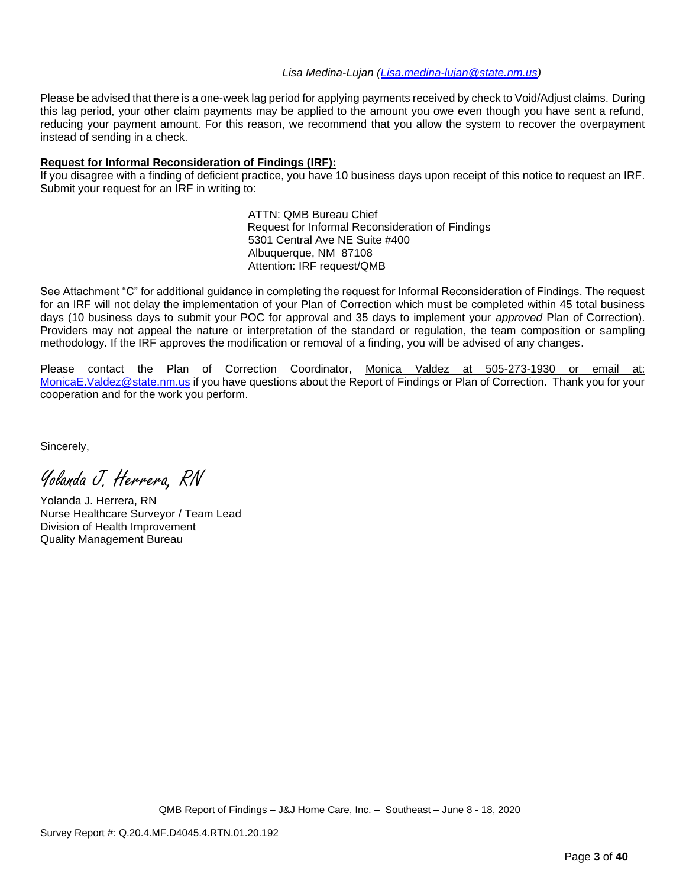*Lisa Medina-Lujan ([Lisa.medina-lujan@state.nm.us](mailto:Lisa.medina-lujan@state.nm.us))*

Please be advised that there is a one-week lag period for applying payments received by check to Void/Adjust claims. During this lag period, your other claim payments may be applied to the amount you owe even though you have sent a refund, reducing your payment amount. For this reason, we recommend that you allow the system to recover the overpayment instead of sending in a check.

**Request for Informal Reconsideration of Findings (IRF):**

If you disagree with a finding of deficient practice, you have 10 business days upon receipt of this notice to request an IRF. Submit your request for an IRF in writing to:

ATTN: QMB Bureau Chief
Request for Informal Reconsideration of Findings
5301 Central Ave NE Suite #400
Albuquerque, NM 87108
Attention: IRF request/QMB

See Attachment "C" for additional guidance in completing the request for Informal Reconsideration of Findings. The request for an IRF will not delay the implementation of your Plan of Correction which must be completed within 45 total business days (10 business days to submit your POC for approval and 35 days to implement your *approved* Plan of Correction). Providers may not appeal the nature or interpretation of the standard or regulation, the team composition or sampling methodology. If the IRF approves the modification or removal of a finding, you will be advised of any changes.

Please contact the Plan of Correction Coordinator, Monica Valdez at 505-273-1930 or email at: [MonicaE.Valdez@state.nm.us](mailto:MonicaE.Valdez@state.nm.us) if you have questions about the Report of Findings or Plan of Correction. Thank you for your cooperation and for the work you perform.

Sincerely,

*Yolanda J. Herrera, RN*

Yolanda J. Herrera, RN
Nurse Healthcare Surveyor / Team Lead
Division of Health Improvement
Quality Management Bureau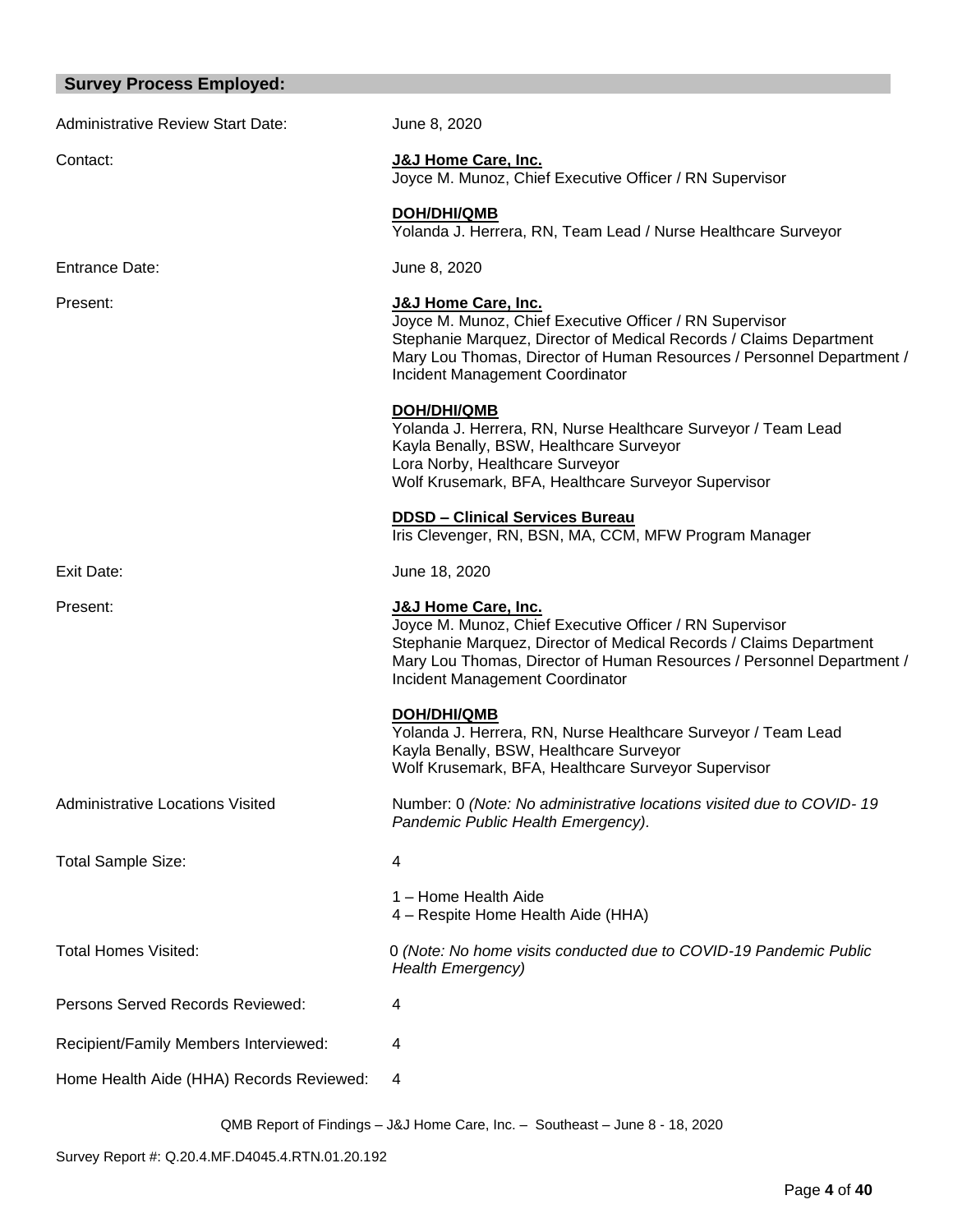## Survey Process Employed:

| | |
|---|---|
| Administrative Review Start Date: | June 8, 2020 |
| Contact: | **J&J Home Care, Inc.**<br>Joyce M. Munoz, Chief Executive Officer / RN Supervisor<br><br>**DOH/DHI/QMB**<br>Yolanda J. Herrera, RN, Team Lead / Nurse Healthcare Surveyor |
| Entrance Date: | June 8, 2020 |
| Present: | **J&J Home Care, Inc.**<br>Joyce M. Munoz, Chief Executive Officer / RN Supervisor<br>Stephanie Marquez, Director of Medical Records / Claims Department<br>Mary Lou Thomas, Director of Human Resources / Personnel Department / Incident Management Coordinator<br><br>**DOH/DHI/QMB**<br>Yolanda J. Herrera, RN, Nurse Healthcare Surveyor / Team Lead<br>Kayla Benally, BSW, Healthcare Surveyor<br>Lora Norby, Healthcare Surveyor<br>Wolf Krusemark, BFA, Healthcare Surveyor Supervisor<br><br>**DDSD – Clinical Services Bureau**<br>Iris Clevenger, RN, BSN, MA, CCM, MFW Program Manager |
| Exit Date: | June 18, 2020 |
| Present: | **J&J Home Care, Inc.**<br>Joyce M. Munoz, Chief Executive Officer / RN Supervisor<br>Stephanie Marquez, Director of Medical Records / Claims Department<br>Mary Lou Thomas, Director of Human Resources / Personnel Department / Incident Management Coordinator<br><br>**DOH/DHI/QMB**<br>Yolanda J. Herrera, RN, Nurse Healthcare Surveyor / Team Lead<br>Kayla Benally, BSW, Healthcare Surveyor<br>Wolf Krusemark, BFA, Healthcare Surveyor Supervisor |
| Administrative Locations Visited | Number: 0 *(Note: No administrative locations visited due to COVID- 19 Pandemic Public Health Emergency).* |
| Total Sample Size: | 4<br><br>1 – Home Health Aide<br>4 – Respite Home Health Aide (HHA) |
| Total Homes Visited: | 0 *(Note: No home visits conducted due to COVID-19 Pandemic Public Health Emergency)* |
| Persons Served Records Reviewed: | 4 |
| Recipient/Family Members Interviewed: | 4 |
| Home Health Aide (HHA) Records Reviewed: | 4 |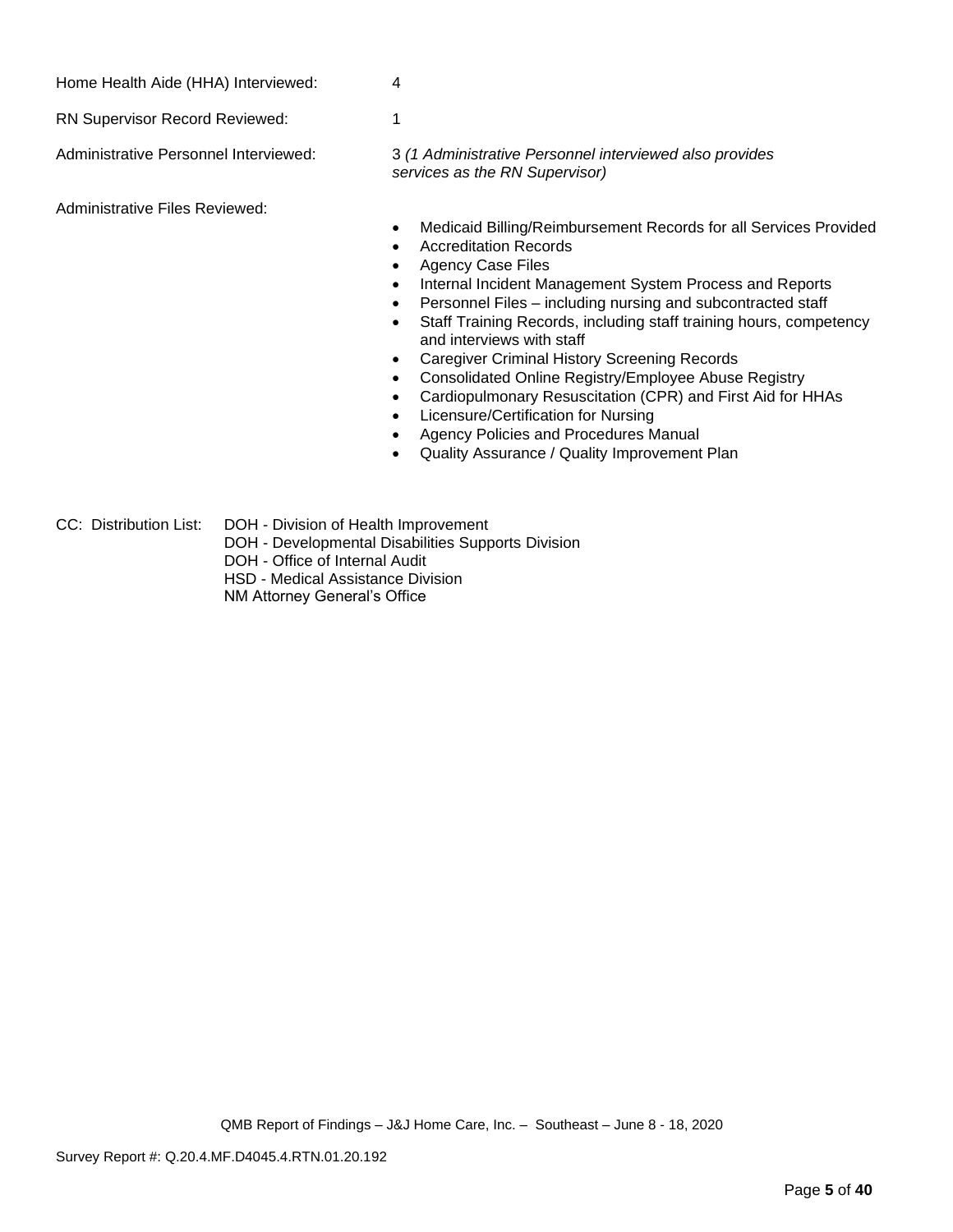Home Health Aide (HHA) Interviewed: 4

RN Supervisor Record Reviewed: 1

Administrative Personnel Interviewed: 3 *(1 Administrative Personnel interviewed also provides services as the RN Supervisor)*

Administrative Files Reviewed:

- Medicaid Billing/Reimbursement Records for all Services Provided
- Accreditation Records
- Agency Case Files
- Internal Incident Management System Process and Reports
- Personnel Files – including nursing and subcontracted staff
- Staff Training Records, including staff training hours, competency and interviews with staff
- Caregiver Criminal History Screening Records
- Consolidated Online Registry/Employee Abuse Registry
- Cardiopulmonary Resuscitation (CPR) and First Aid for HHAs
- Licensure/Certification for Nursing
- Agency Policies and Procedures Manual
- Quality Assurance / Quality Improvement Plan

CC: Distribution List: DOH - Division of Health Improvement
DOH - Developmental Disabilities Supports Division
DOH - Office of Internal Audit
HSD - Medical Assistance Division
NM Attorney General's Office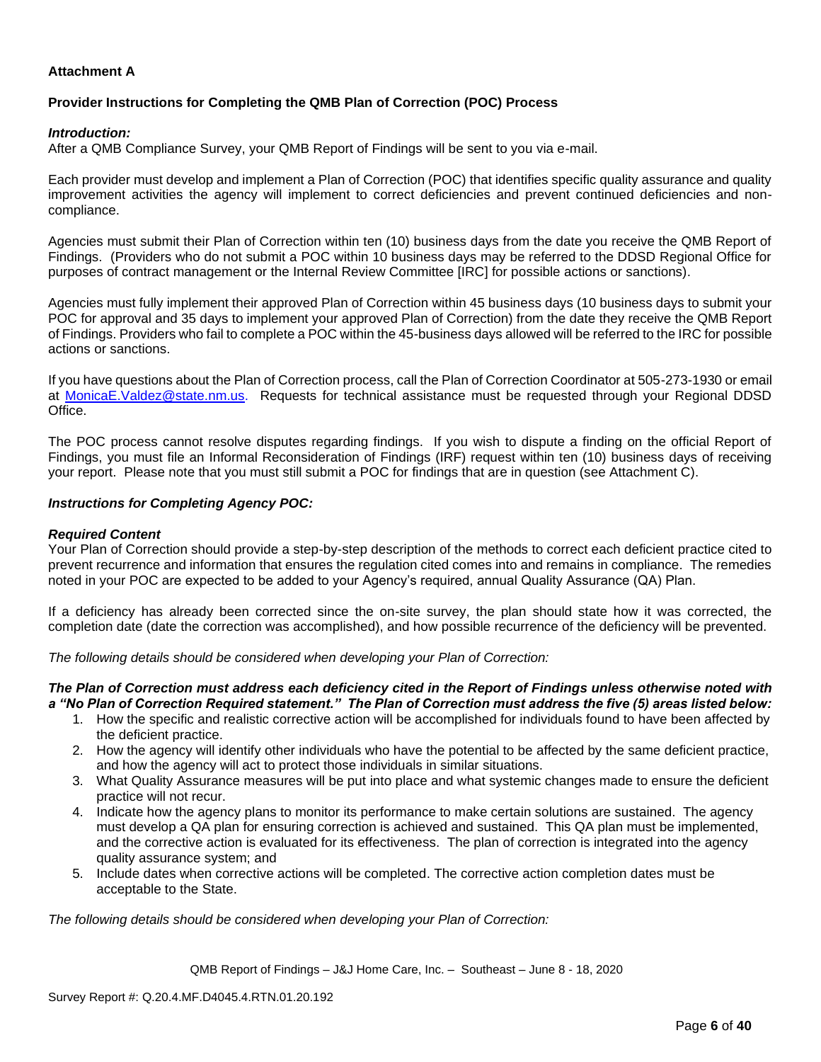**Attachment A**

**Provider Instructions for Completing the QMB Plan of Correction (POC) Process**

***Introduction:***
After a QMB Compliance Survey, your QMB Report of Findings will be sent to you via e-mail.

Each provider must develop and implement a Plan of Correction (POC) that identifies specific quality assurance and quality improvement activities the agency will implement to correct deficiencies and prevent continued deficiencies and non-compliance.

Agencies must submit their Plan of Correction within ten (10) business days from the date you receive the QMB Report of Findings. (Providers who do not submit a POC within 10 business days may be referred to the DDSD Regional Office for purposes of contract management or the Internal Review Committee [IRC] for possible actions or sanctions).

Agencies must fully implement their approved Plan of Correction within 45 business days (10 business days to submit your POC for approval and 35 days to implement your approved Plan of Correction) from the date they receive the QMB Report of Findings. Providers who fail to complete a POC within the 45-business days allowed will be referred to the IRC for possible actions or sanctions.

If you have questions about the Plan of Correction process, call the Plan of Correction Coordinator at 505-273-1930 or email at MonicaE.Valdez@state.nm.us. Requests for technical assistance must be requested through your Regional DDSD Office.

The POC process cannot resolve disputes regarding findings. If you wish to dispute a finding on the official Report of Findings, you must file an Informal Reconsideration of Findings (IRF) request within ten (10) business days of receiving your report. Please note that you must still submit a POC for findings that are in question (see Attachment C).

***Instructions for Completing Agency POC:***

***Required Content***
Your Plan of Correction should provide a step-by-step description of the methods to correct each deficient practice cited to prevent recurrence and information that ensures the regulation cited comes into and remains in compliance. The remedies noted in your POC are expected to be added to your Agency's required, annual Quality Assurance (QA) Plan.

If a deficiency has already been corrected since the on-site survey, the plan should state how it was corrected, the completion date (date the correction was accomplished), and how possible recurrence of the deficiency will be prevented.

*The following details should be considered when developing your Plan of Correction:*

***The Plan of Correction must address each deficiency cited in the Report of Findings unless otherwise noted with a "No Plan of Correction Required statement." The Plan of Correction must address the five (5) areas listed below:***

1. How the specific and realistic corrective action will be accomplished for individuals found to have been affected by the deficient practice.
2. How the agency will identify other individuals who have the potential to be affected by the same deficient practice, and how the agency will act to protect those individuals in similar situations.
3. What Quality Assurance measures will be put into place and what systemic changes made to ensure the deficient practice will not recur.
4. Indicate how the agency plans to monitor its performance to make certain solutions are sustained. The agency must develop a QA plan for ensuring correction is achieved and sustained. This QA plan must be implemented, and the corrective action is evaluated for its effectiveness. The plan of correction is integrated into the agency quality assurance system; and
5. Include dates when corrective actions will be completed. The corrective action completion dates must be acceptable to the State.

*The following details should be considered when developing your Plan of Correction:*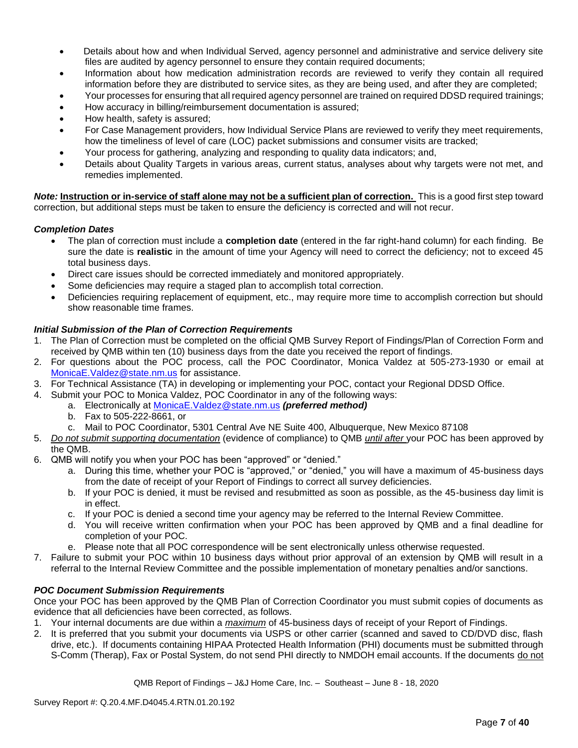- Details about how and when Individual Served, agency personnel and administrative and service delivery site files are audited by agency personnel to ensure they contain required documents;
- Information about how medication administration records are reviewed to verify they contain all required information before they are distributed to service sites, as they are being used, and after they are completed;
- Your processes for ensuring that all required agency personnel are trained on required DDSD required trainings;
- How accuracy in billing/reimbursement documentation is assured;
- How health, safety is assured;
- For Case Management providers, how Individual Service Plans are reviewed to verify they meet requirements, how the timeliness of level of care (LOC) packet submissions and consumer visits are tracked;
- Your process for gathering, analyzing and responding to quality data indicators; and,
- Details about Quality Targets in various areas, current status, analyses about why targets were not met, and remedies implemented.

***Note:*** **Instruction or in-service of staff alone may not be a sufficient plan of correction.** This is a good first step toward correction, but additional steps must be taken to ensure the deficiency is corrected and will not recur.

***Completion Dates***

- The plan of correction must include a **completion date** (entered in the far right-hand column) for each finding. Be sure the date is **realistic** in the amount of time your Agency will need to correct the deficiency; not to exceed 45 total business days.
- Direct care issues should be corrected immediately and monitored appropriately.
- Some deficiencies may require a staged plan to accomplish total correction.
- Deficiencies requiring replacement of equipment, etc., may require more time to accomplish correction but should show reasonable time frames.

***Initial Submission of the Plan of Correction Requirements***

1. The Plan of Correction must be completed on the official QMB Survey Report of Findings/Plan of Correction Form and received by QMB within ten (10) business days from the date you received the report of findings.
2. For questions about the POC process, call the POC Coordinator, Monica Valdez at 505-273-1930 or email at MonicaE.Valdez@state.nm.us for assistance.
3. For Technical Assistance (TA) in developing or implementing your POC, contact your Regional DDSD Office.
4. Submit your POC to Monica Valdez, POC Coordinator in any of the following ways:
   a. Electronically at MonicaE.Valdez@state.nm.us ***(preferred method)***
   b. Fax to 505-222-8661, or
   c. Mail to POC Coordinator, 5301 Central Ave NE Suite 400, Albuquerque, New Mexico 87108
5. *Do not submit supporting documentation* (evidence of compliance) to QMB *until after* your POC has been approved by the QMB.
6. QMB will notify you when your POC has been "approved" or "denied."
   a. During this time, whether your POC is "approved," or "denied," you will have a maximum of 45-business days from the date of receipt of your Report of Findings to correct all survey deficiencies.
   b. If your POC is denied, it must be revised and resubmitted as soon as possible, as the 45-business day limit is in effect.
   c. If your POC is denied a second time your agency may be referred to the Internal Review Committee.
   d. You will receive written confirmation when your POC has been approved by QMB and a final deadline for completion of your POC.
   e. Please note that all POC correspondence will be sent electronically unless otherwise requested.
7. Failure to submit your POC within 10 business days without prior approval of an extension by QMB will result in a referral to the Internal Review Committee and the possible implementation of monetary penalties and/or sanctions.

***POC Document Submission Requirements***

Once your POC has been approved by the QMB Plan of Correction Coordinator you must submit copies of documents as evidence that all deficiencies have been corrected, as follows.

1. Your internal documents are due within a *maximum* of 45-business days of receipt of your Report of Findings.
2. It is preferred that you submit your documents via USPS or other carrier (scanned and saved to CD/DVD disc, flash drive, etc.). If documents containing HIPAA Protected Health Information (PHI) documents must be submitted through S-Comm (Therap), Fax or Postal System, do not send PHI directly to NMDOH email accounts. If the documents do not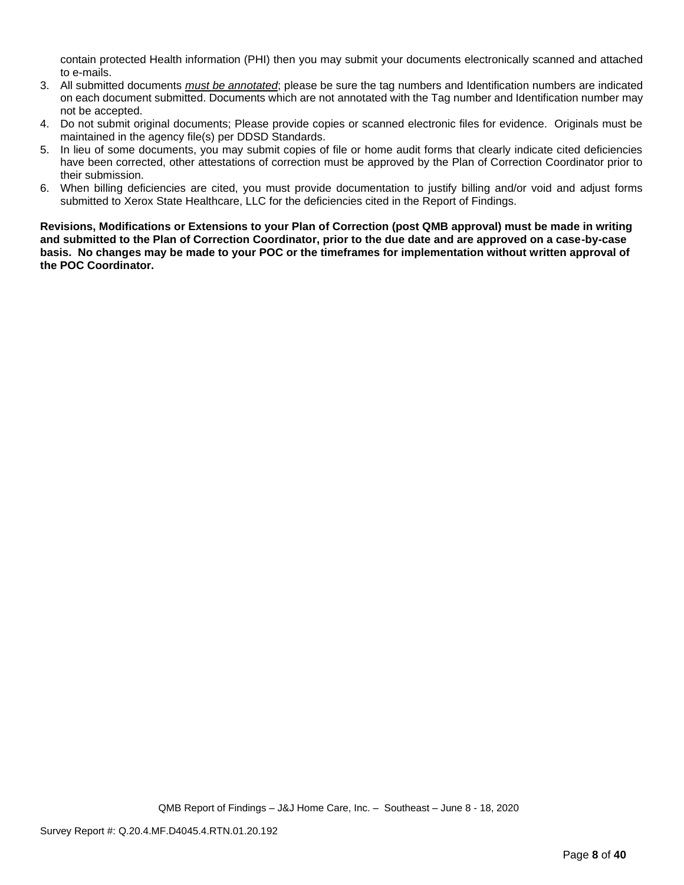contain protected Health information (PHI) then you may submit your documents electronically scanned and attached to e-mails.

3. All submitted documents ***must be annotated***; please be sure the tag numbers and Identification numbers are indicated on each document submitted. Documents which are not annotated with the Tag number and Identification number may not be accepted.
4. Do not submit original documents; Please provide copies or scanned electronic files for evidence. Originals must be maintained in the agency file(s) per DDSD Standards.
5. In lieu of some documents, you may submit copies of file or home audit forms that clearly indicate cited deficiencies have been corrected, other attestations of correction must be approved by the Plan of Correction Coordinator prior to their submission.
6. When billing deficiencies are cited, you must provide documentation to justify billing and/or void and adjust forms submitted to Xerox State Healthcare, LLC for the deficiencies cited in the Report of Findings.

**Revisions, Modifications or Extensions to your Plan of Correction (post QMB approval) must be made in writing and submitted to the Plan of Correction Coordinator, prior to the due date and are approved on a case-by-case basis. No changes may be made to your POC or the timeframes for implementation without written approval of the POC Coordinator.**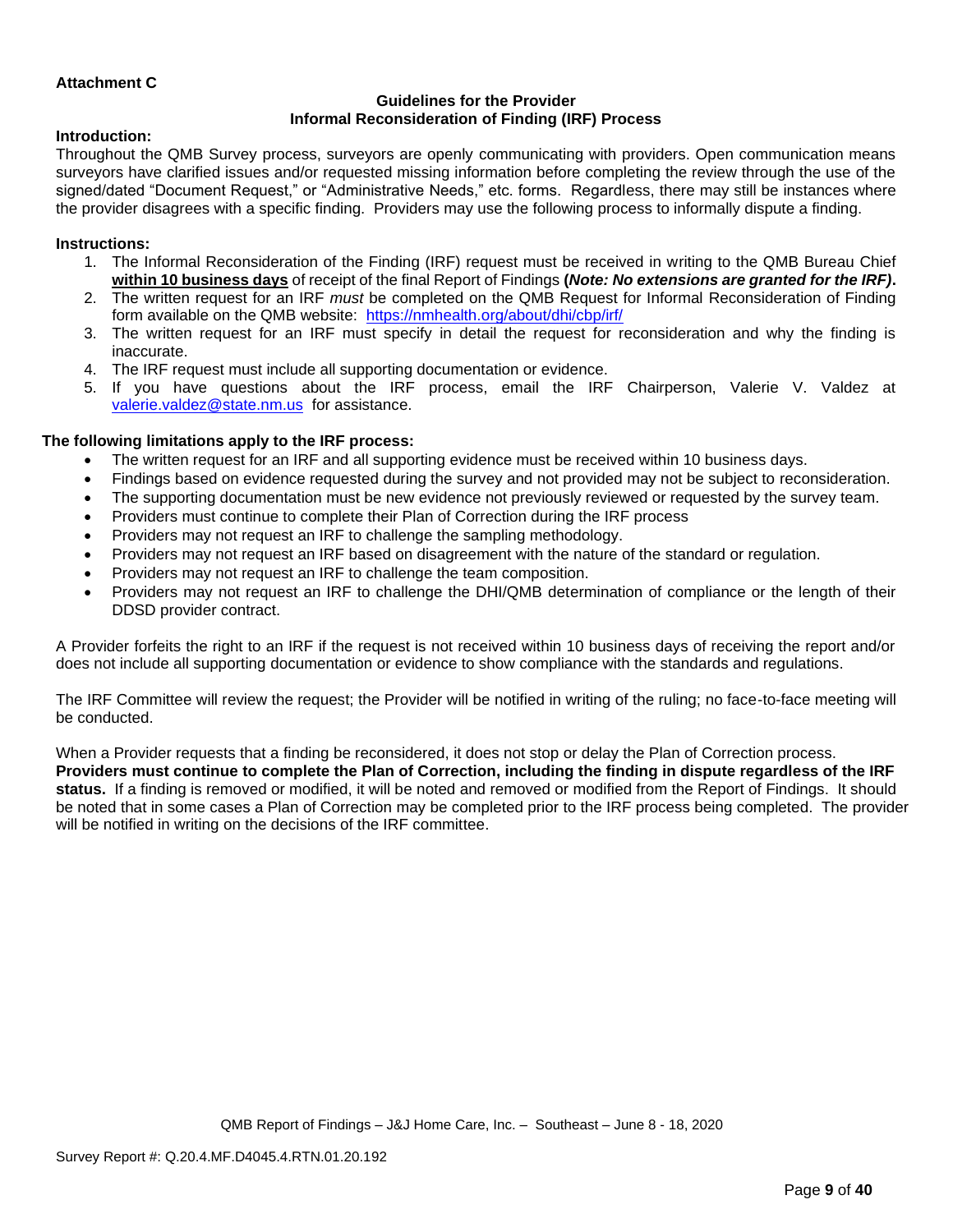**Attachment C**

**Guidelines for the Provider**
**Informal Reconsideration of Finding (IRF) Process**

**Introduction:**
Throughout the QMB Survey process, surveyors are openly communicating with providers. Open communication means surveyors have clarified issues and/or requested missing information before completing the review through the use of the signed/dated "Document Request," or "Administrative Needs," etc. forms. Regardless, there may still be instances where the provider disagrees with a specific finding. Providers may use the following process to informally dispute a finding.

**Instructions:**

1. The Informal Reconsideration of the Finding (IRF) request must be received in writing to the QMB Bureau Chief **within 10 business days** of receipt of the final Report of Findings **(*Note: No extensions are granted for the IRF)*.**
2. The written request for an IRF *must* be completed on the QMB Request for Informal Reconsideration of Finding form available on the QMB website: https://nmhealth.org/about/dhi/cbp/irf/
3. The written request for an IRF must specify in detail the request for reconsideration and why the finding is inaccurate.
4. The IRF request must include all supporting documentation or evidence.
5. If you have questions about the IRF process, email the IRF Chairperson, Valerie V. Valdez at valerie.valdez@state.nm.us for assistance.

**The following limitations apply to the IRF process:**

- The written request for an IRF and all supporting evidence must be received within 10 business days.
- Findings based on evidence requested during the survey and not provided may not be subject to reconsideration.
- The supporting documentation must be new evidence not previously reviewed or requested by the survey team.
- Providers must continue to complete their Plan of Correction during the IRF process
- Providers may not request an IRF to challenge the sampling methodology.
- Providers may not request an IRF based on disagreement with the nature of the standard or regulation.
- Providers may not request an IRF to challenge the team composition.
- Providers may not request an IRF to challenge the DHI/QMB determination of compliance or the length of their DDSD provider contract.

A Provider forfeits the right to an IRF if the request is not received within 10 business days of receiving the report and/or does not include all supporting documentation or evidence to show compliance with the standards and regulations.

The IRF Committee will review the request; the Provider will be notified in writing of the ruling; no face-to-face meeting will be conducted.

When a Provider requests that a finding be reconsidered, it does not stop or delay the Plan of Correction process. **Providers must continue to complete the Plan of Correction, including the finding in dispute regardless of the IRF status.** If a finding is removed or modified, it will be noted and removed or modified from the Report of Findings. It should be noted that in some cases a Plan of Correction may be completed prior to the IRF process being completed. The provider will be notified in writing on the decisions of the IRF committee.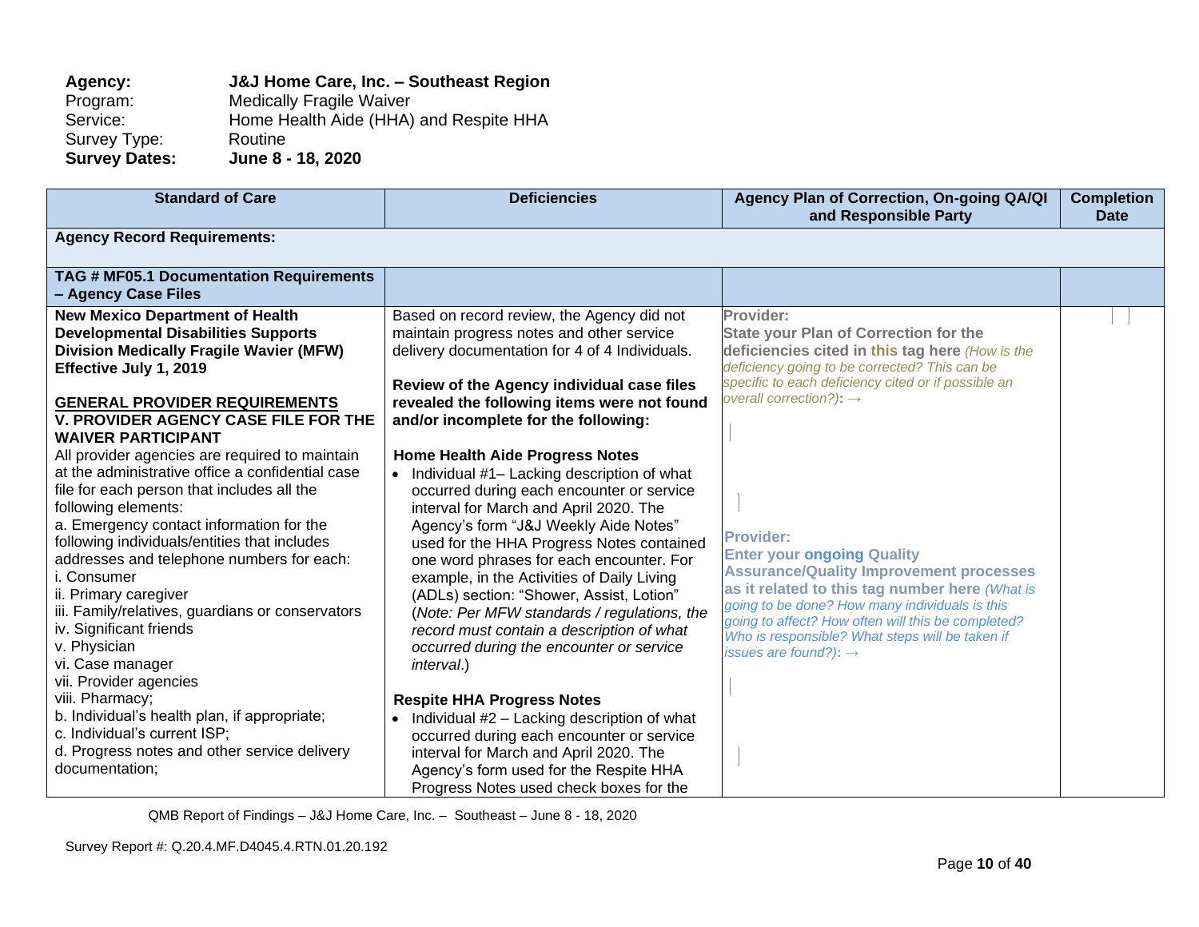**Agency:** **J&J Home Care, Inc. – Southeast Region**
Program: Medically Fragile Waiver
Service: Home Health Aide (HHA) and Respite HHA
Survey Type: Routine
**Survey Dates:** **June 8 - 18, 2020**

| Standard of Care | Deficiencies | Agency Plan of Correction, On-going QA/QI and Responsible Party | Completion Date |
|---|---|---|---|
| **Agency Record Requirements:** | | | |
| **TAG # MF05.1 Documentation Requirements – Agency Case Files** | | | |
| **New Mexico Department of Health Developmental Disabilities Supports Division Medically Fragile Wavier (MFW) Effective July 1, 2019**<br><br>**<u>GENERAL PROVIDER REQUIREMENTS</u>**<br>**V. PROVIDER AGENCY CASE FILE FOR THE WAIVER PARTICIPANT**<br>All provider agencies are required to maintain at the administrative office a confidential case file for each person that includes all the following elements:<br>a. Emergency contact information for the following individuals/entities that includes addresses and telephone numbers for each:<br>i. Consumer<br>ii. Primary caregiver<br>iii. Family/relatives, guardians or conservators<br>iv. Significant friends<br>v. Physician<br>vi. Case manager<br>vii. Provider agencies<br>viii. Pharmacy;<br>b. Individual's health plan, if appropriate;<br>c. Individual's current ISP;<br>d. Progress notes and other service delivery documentation; | Based on record review, the Agency did not maintain progress notes and other service delivery documentation for 4 of 4 Individuals.<br><br>**Review of the Agency individual case files revealed the following items were not found and/or incomplete for the following:**<br><br>**Home Health Aide Progress Notes**<br>• Individual #1– Lacking description of what occurred during each encounter or service interval for March and April 2020. The Agency's form "J&J Weekly Aide Notes" used for the HHA Progress Notes contained one word phrases for each encounter. For example, in the Activities of Daily Living (ADLs) section: "Shower, Assist, Lotion" (*Note: Per MFW standards / regulations, the record must contain a description of what occurred during the encounter or service interval*.)<br><br>**Respite HHA Progress Notes**<br>• Individual #2 – Lacking description of what occurred during each encounter or service interval for March and April 2020. The Agency's form used for the Respite HHA Progress Notes used check boxes for the | **Provider:**<br>**State your Plan of Correction for the deficiencies cited in this tag here** *(How is the deficiency going to be corrected? This can be specific to each deficiency cited or if possible an overall correction?)*: →<br><br><br><br>**Provider:**<br>**Enter your ongoing Quality Assurance/Quality Improvement processes as it related to this tag number here** *(What is going to be done? How many individuals is this going to affect? How often will this be completed? Who is responsible? What steps will be taken if issues are found?)*: → | |

QMB Report of Findings – J&J Home Care, Inc. – Southeast – June 8 - 18, 2020

Survey Report #: Q.20.4.MF.D4045.4.RTN.01.20.192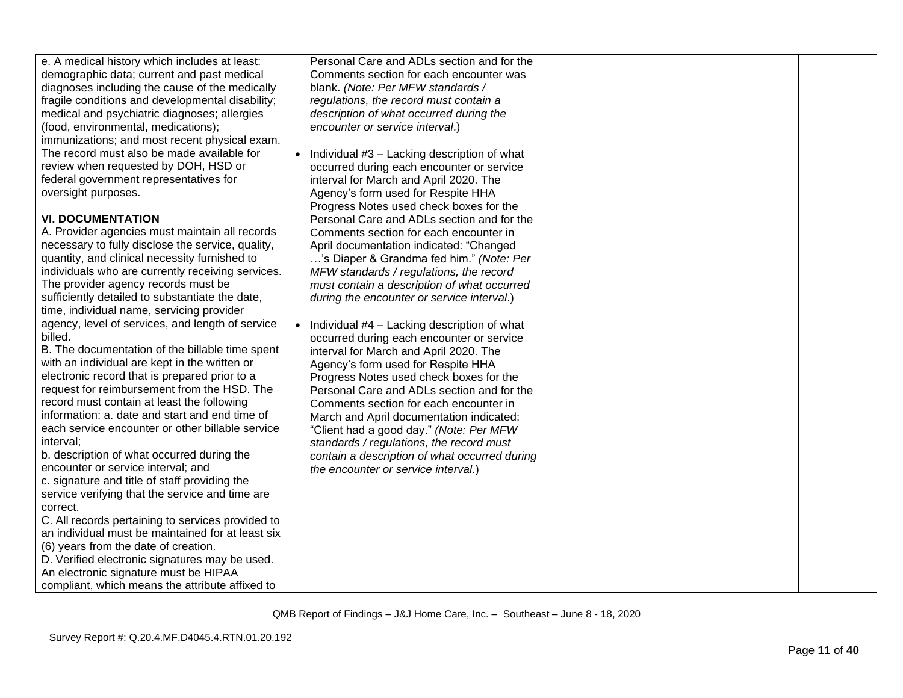| | | | |
|---|---|---|---|
| e. A medical history which includes at least: demographic data; current and past medical diagnoses including the cause of the medically fragile conditions and developmental disability; medical and psychiatric diagnoses; allergies (food, environmental, medications); immunizations; and most recent physical exam. The record must also be made available for review when requested by DOH, HSD or federal government representatives for oversight purposes.<br><br>**VI. DOCUMENTATION**<br>A. Provider agencies must maintain all records necessary to fully disclose the service, quality, quantity, and clinical necessity furnished to individuals who are currently receiving services. The provider agency records must be sufficiently detailed to substantiate the date, time, individual name, servicing provider agency, level of services, and length of service billed.<br>B. The documentation of the billable time spent with an individual are kept in the written or electronic record that is prepared prior to a request for reimbursement from the HSD. The record must contain at least the following information: a. date and start and end time of each service encounter or other billable service interval;<br>b. description of what occurred during the encounter or service interval; and<br>c. signature and title of staff providing the service verifying that the service and time are correct.<br>C. All records pertaining to services provided to an individual must be maintained for at least six (6) years from the date of creation.<br>D. Verified electronic signatures may be used. An electronic signature must be HIPAA compliant, which means the attribute affixed to | Personal Care and ADLs section and for the Comments section for each encounter was blank. *(Note: Per MFW standards / regulations, the record must contain a description of what occurred during the encounter or service interval*.)<br><br>• Individual #3 – Lacking description of what occurred during each encounter or service interval for March and April 2020. The Agency's form used for Respite HHA Progress Notes used check boxes for the Personal Care and ADLs section and for the Comments section for each encounter in April documentation indicated: "Changed …'s Diaper & Grandma fed him." *(Note: Per MFW standards / regulations, the record must contain a description of what occurred during the encounter or service interval*.)<br><br>• Individual #4 – Lacking description of what occurred during each encounter or service interval for March and April 2020. The Agency's form used for Respite HHA Progress Notes used check boxes for the Personal Care and ADLs section and for the Comments section for each encounter in March and April documentation indicated: "Client had a good day." *(Note: Per MFW standards / regulations, the record must contain a description of what occurred during the encounter or service interval*.) | | |

QMB Report of Findings – J&J Home Care, Inc. – Southeast – June 8 - 18, 2020

Survey Report #: Q.20.4.MF.D4045.4.RTN.01.20.192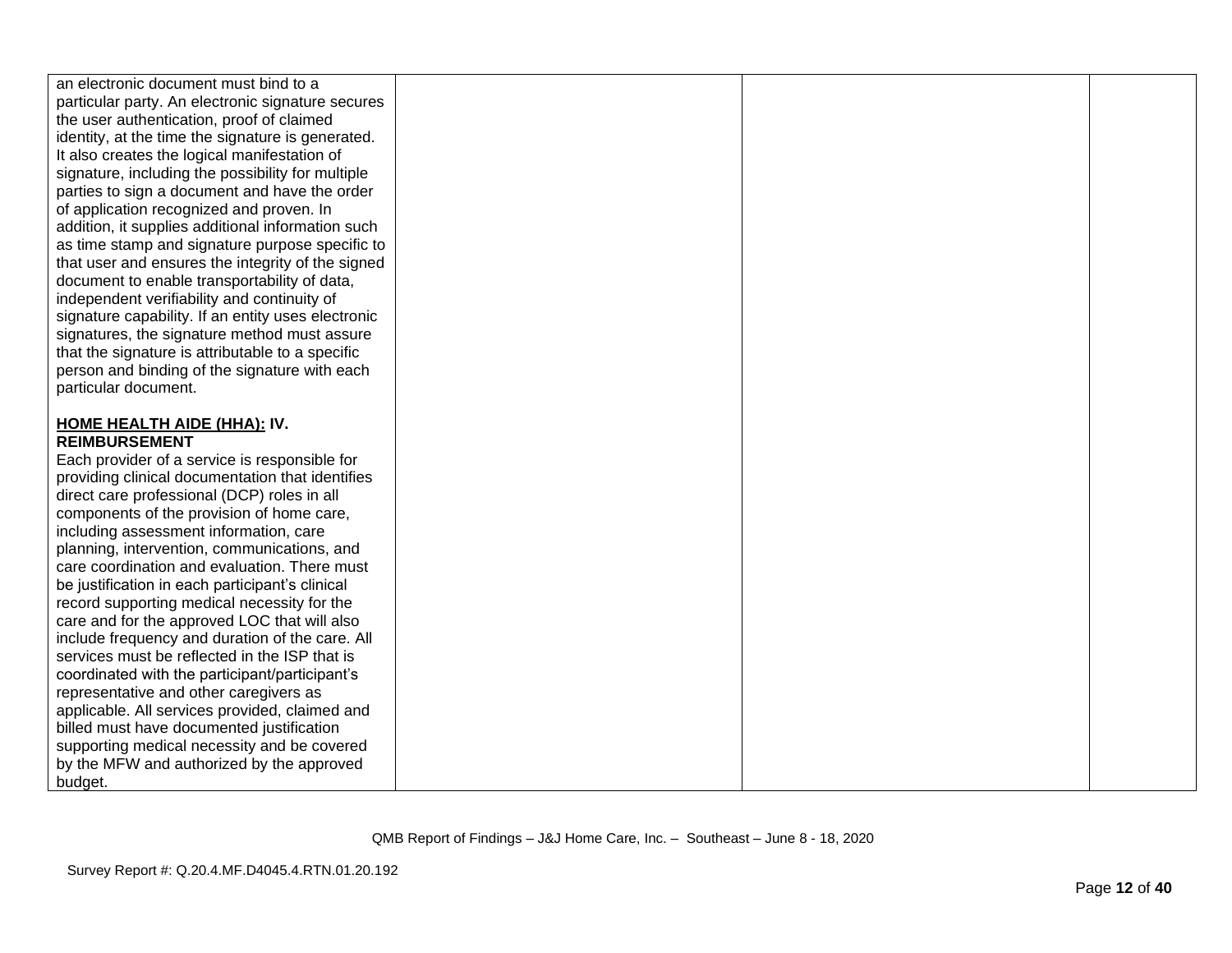| | | | |
|---|---|---|---|
| an electronic document must bind to a particular party. An electronic signature secures the user authentication, proof of claimed identity, at the time the signature is generated. It also creates the logical manifestation of signature, including the possibility for multiple parties to sign a document and have the order of application recognized and proven. In addition, it supplies additional information such as time stamp and signature purpose specific to that user and ensures the integrity of the signed document to enable transportability of data, independent verifiability and continuity of signature capability. If an entity uses electronic signatures, the signature method must assure that the signature is attributable to a specific person and binding of the signature with each particular document.<br><br>**<u>HOME HEALTH AIDE (HHA):</u> IV. REIMBURSEMENT**<br>Each provider of a service is responsible for providing clinical documentation that identifies direct care professional (DCP) roles in all components of the provision of home care, including assessment information, care planning, intervention, communications, and care coordination and evaluation. There must be justification in each participant's clinical record supporting medical necessity for the care and for the approved LOC that will also include frequency and duration of the care. All services must be reflected in the ISP that is coordinated with the participant/participant's representative and other caregivers as applicable. All services provided, claimed and billed must have documented justification supporting medical necessity and be covered by the MFW and authorized by the approved budget. | | | |

QMB Report of Findings – J&J Home Care, Inc. – Southeast – June 8 - 18, 2020

Survey Report #: Q.20.4.MF.D4045.4.RTN.01.20.192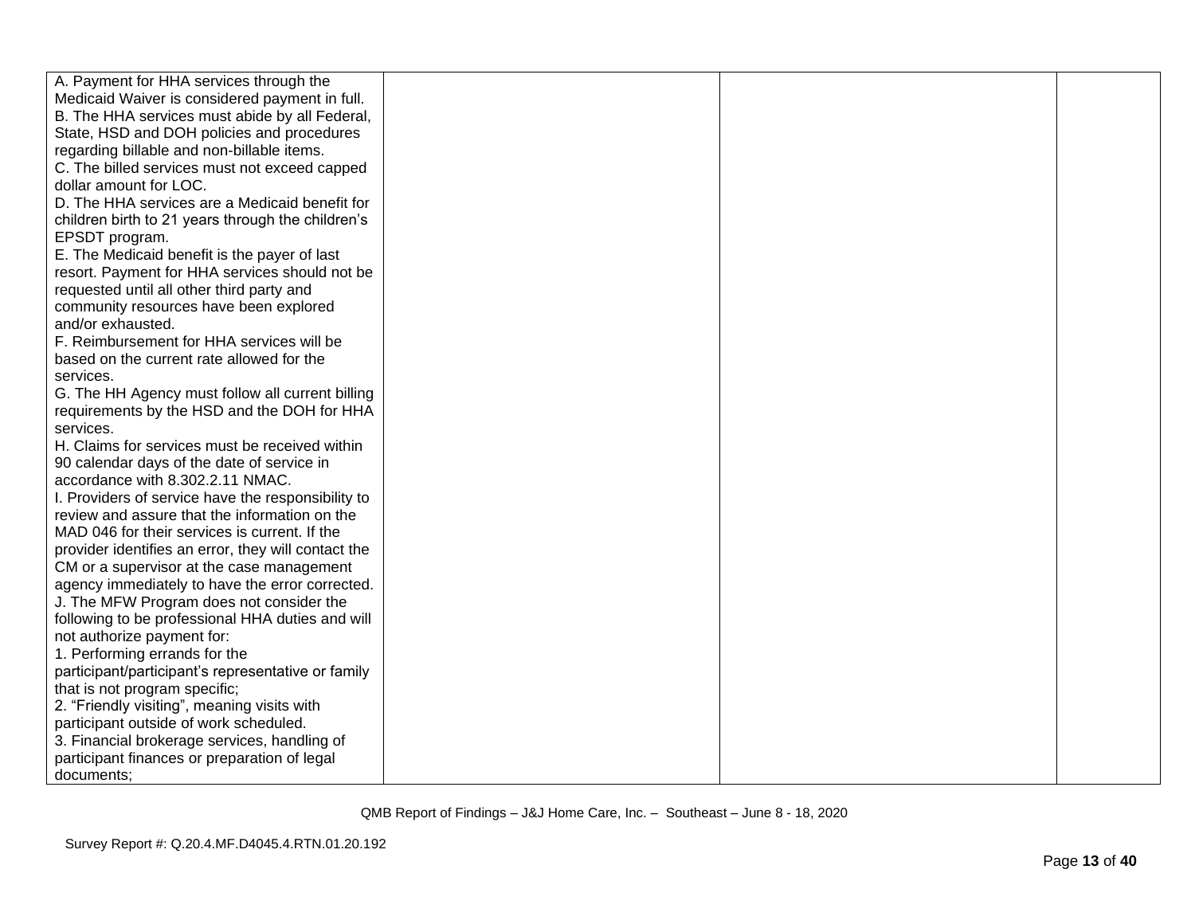| | | | |
|---|---|---|---|
| A. Payment for HHA services through the Medicaid Waiver is considered payment in full.<br>B. The HHA services must abide by all Federal, State, HSD and DOH policies and procedures regarding billable and non-billable items.<br>C. The billed services must not exceed capped dollar amount for LOC.<br>D. The HHA services are a Medicaid benefit for children birth to 21 years through the children's EPSDT program.<br>E. The Medicaid benefit is the payer of last resort. Payment for HHA services should not be requested until all other third party and community resources have been explored and/or exhausted.<br>F. Reimbursement for HHA services will be based on the current rate allowed for the services.<br>G. The HH Agency must follow all current billing requirements by the HSD and the DOH for HHA services.<br>H. Claims for services must be received within 90 calendar days of the date of service in accordance with 8.302.2.11 NMAC.<br>I. Providers of service have the responsibility to review and assure that the information on the MAD 046 for their services is current. If the provider identifies an error, they will contact the CM or a supervisor at the case management agency immediately to have the error corrected.<br>J. The MFW Program does not consider the following to be professional HHA duties and will not authorize payment for:<br>1. Performing errands for the participant/participant's representative or family that is not program specific;<br>2. "Friendly visiting", meaning visits with participant outside of work scheduled.<br>3. Financial brokerage services, handling of participant finances or preparation of legal documents; | | | |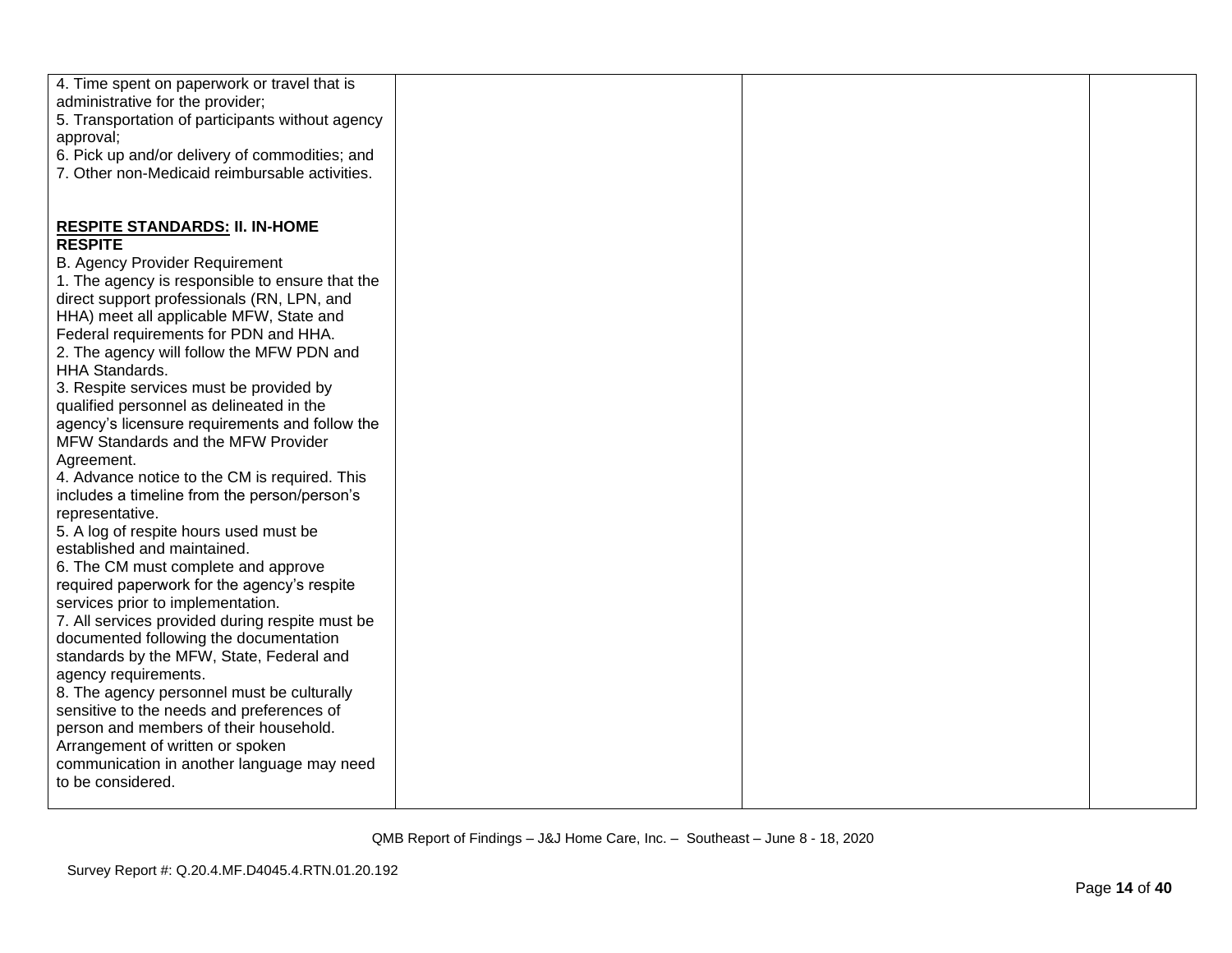| | | | |
|---|---|---|---|
| 4. Time spent on paperwork or travel that is administrative for the provider;<br>5. Transportation of participants without agency approval;<br>6. Pick up and/or delivery of commodities; and<br>7. Other non-Medicaid reimbursable activities.<br><br>**<u>RESPITE STANDARDS:</u> II. IN-HOME RESPITE**<br>B. Agency Provider Requirement<br>1. The agency is responsible to ensure that the direct support professionals (RN, LPN, and HHA) meet all applicable MFW, State and Federal requirements for PDN and HHA.<br>2. The agency will follow the MFW PDN and HHA Standards.<br>3. Respite services must be provided by qualified personnel as delineated in the agency's licensure requirements and follow the MFW Standards and the MFW Provider Agreement.<br>4. Advance notice to the CM is required. This includes a timeline from the person/person's representative.<br>5. A log of respite hours used must be established and maintained.<br>6. The CM must complete and approve required paperwork for the agency's respite services prior to implementation.<br>7. All services provided during respite must be documented following the documentation standards by the MFW, State, Federal and agency requirements.<br>8. The agency personnel must be culturally sensitive to the needs and preferences of person and members of their household. Arrangement of written or spoken communication in another language may need to be considered. | | | |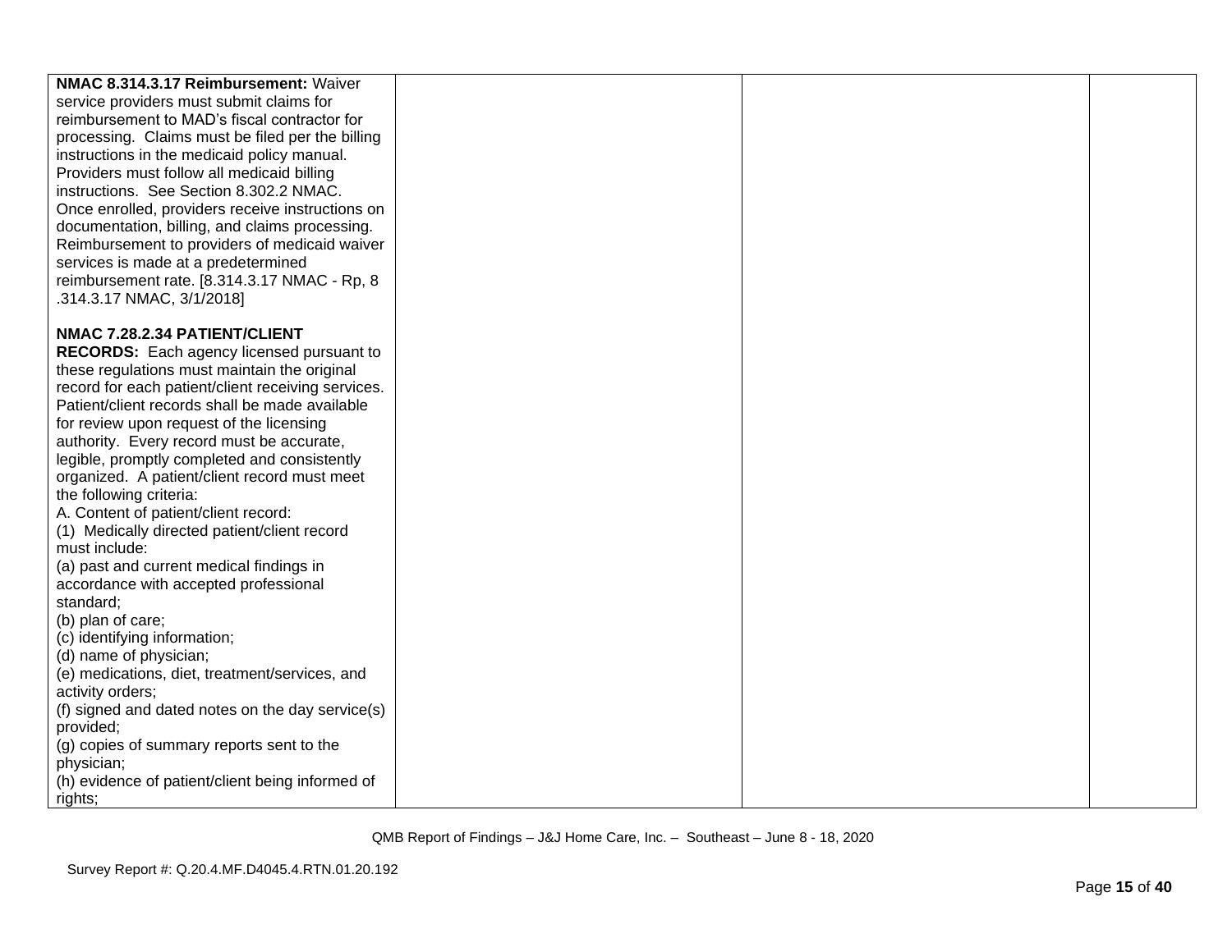| | | | |
|---|---|---|---|
| **NMAC 8.314.3.17 Reimbursement:** Waiver service providers must submit claims for reimbursement to MAD's fiscal contractor for processing. Claims must be filed per the billing instructions in the medicaid policy manual. Providers must follow all medicaid billing instructions. See Section 8.302.2 NMAC. Once enrolled, providers receive instructions on documentation, billing, and claims processing. Reimbursement to providers of medicaid waiver services is made at a predetermined reimbursement rate. [8.314.3.17 NMAC - Rp, 8 .314.3.17 NMAC, 3/1/2018]<br><br>**NMAC 7.28.2.34 PATIENT/CLIENT RECORDS:** Each agency licensed pursuant to these regulations must maintain the original record for each patient/client receiving services. Patient/client records shall be made available for review upon request of the licensing authority. Every record must be accurate, legible, promptly completed and consistently organized. A patient/client record must meet the following criteria:<br>A. Content of patient/client record:<br>(1) Medically directed patient/client record must include:<br>(a) past and current medical findings in accordance with accepted professional standard;<br>(b) plan of care;<br>(c) identifying information;<br>(d) name of physician;<br>(e) medications, diet, treatment/services, and activity orders;<br>(f) signed and dated notes on the day service(s) provided;<br>(g) copies of summary reports sent to the physician;<br>(h) evidence of patient/client being informed of rights; | | | |

QMB Report of Findings – J&J Home Care, Inc. – Southeast – June 8 - 18, 2020

Survey Report #: Q.20.4.MF.D4045.4.RTN.01.20.192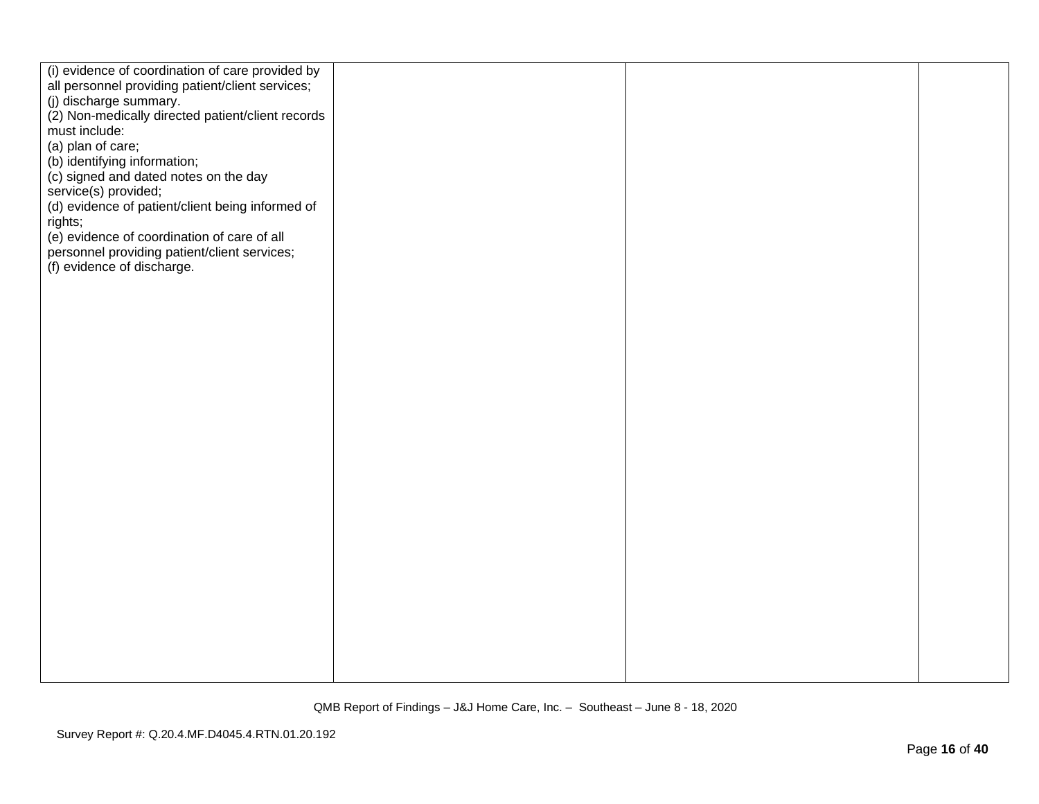| | | | |
|---|---|---|---|
| (i) evidence of coordination of care provided by all personnel providing patient/client services;<br>(j) discharge summary.<br>(2) Non-medically directed patient/client records must include:<br>(a) plan of care;<br>(b) identifying information;<br>(c) signed and dated notes on the day service(s) provided;<br>(d) evidence of patient/client being informed of rights;<br>(e) evidence of coordination of care of all personnel providing patient/client services;<br>(f) evidence of discharge. | | | |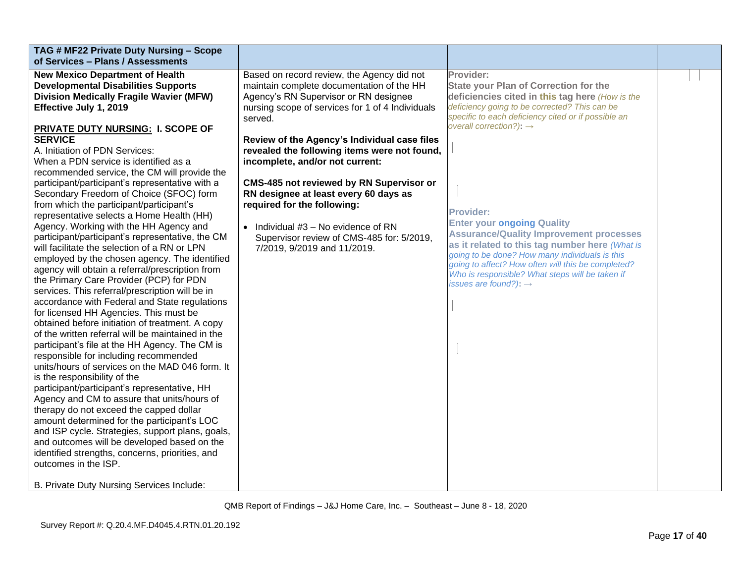| TAG # MF22 Private Duty Nursing – Scope of Services – Plans / Assessments | | | |
|---|---|---|---|
| **New Mexico Department of Health Developmental Disabilities Supports Division Medically Fragile Wavier (MFW) Effective July 1, 2019**<br><br>**PRIVATE DUTY NURSING: I. SCOPE OF SERVICE**<br>A. Initiation of PDN Services:<br>When a PDN service is identified as a recommended service, the CM will provide the participant/participant's representative with a Secondary Freedom of Choice (SFOC) form from which the participant/participant's representative selects a Home Health (HH) Agency. Working with the HH Agency and participant/participant's representative, the CM will facilitate the selection of a RN or LPN employed by the chosen agency. The identified agency will obtain a referral/prescription from the Primary Care Provider (PCP) for PDN services. This referral/prescription will be in accordance with Federal and State regulations for licensed HH Agencies. This must be obtained before initiation of treatment. A copy of the written referral will be maintained in the participant's file at the HH Agency. The CM is responsible for including recommended units/hours of services on the MAD 046 form. It is the responsibility of the participant/participant's representative, HH Agency and CM to assure that units/hours of therapy do not exceed the capped dollar amount determined for the participant's LOC and ISP cycle. Strategies, support plans, goals, and outcomes will be developed based on the identified strengths, concerns, priorities, and outcomes in the ISP.<br><br>B. Private Duty Nursing Services Include: | Based on record review, the Agency did not maintain complete documentation of the HH Agency's RN Supervisor or RN designee nursing scope of services for 1 of 4 Individuals served.<br><br>**Review of the Agency's Individual case files revealed the following items were not found, incomplete, and/or not current:**<br><br>**CMS-485 not reviewed by RN Supervisor or RN designee at least every 60 days as required for the following:**<br><br>• Individual #3 – No evidence of RN Supervisor review of CMS-485 for: 5/2019, 7/2019, 9/2019 and 11/2019. | **Provider:**<br>**State your Plan of Correction for the deficiencies cited in this tag here** *(How is the deficiency going to be corrected? This can be specific to each deficiency cited or if possible an overall correction?)*: →<br><br><br><br>**Provider:**<br>**Enter your ongoing Quality Assurance/Quality Improvement processes as it related to this tag number here** *(What is going to be done? How many individuals is this going to affect? How often will this be completed? Who is responsible? What steps will be taken if issues are found?)*: → | |

QMB Report of Findings – J&J Home Care, Inc. – Southeast – June 8 - 18, 2020

Survey Report #: Q.20.4.MF.D4045.4.RTN.01.20.192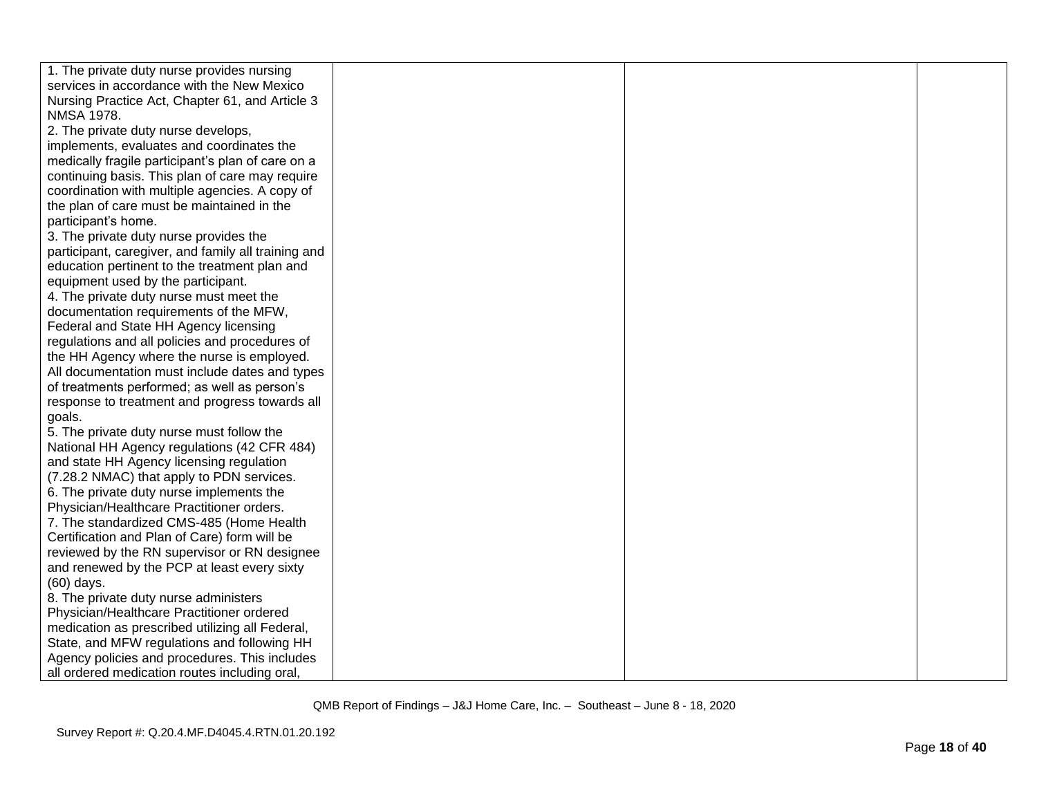| | | | |
|---|---|---|---|
| 1. The private duty nurse provides nursing services in accordance with the New Mexico Nursing Practice Act, Chapter 61, and Article 3 NMSA 1978.<br>2. The private duty nurse develops, implements, evaluates and coordinates the medically fragile participant's plan of care on a continuing basis. This plan of care may require coordination with multiple agencies. A copy of the plan of care must be maintained in the participant's home.<br>3. The private duty nurse provides the participant, caregiver, and family all training and education pertinent to the treatment plan and equipment used by the participant.<br>4. The private duty nurse must meet the documentation requirements of the MFW, Federal and State HH Agency licensing regulations and all policies and procedures of the HH Agency where the nurse is employed. All documentation must include dates and types of treatments performed; as well as person's response to treatment and progress towards all goals.<br>5. The private duty nurse must follow the National HH Agency regulations (42 CFR 484) and state HH Agency licensing regulation (7.28.2 NMAC) that apply to PDN services.<br>6. The private duty nurse implements the Physician/Healthcare Practitioner orders.<br>7. The standardized CMS-485 (Home Health Certification and Plan of Care) form will be reviewed by the RN supervisor or RN designee and renewed by the PCP at least every sixty (60) days.<br>8. The private duty nurse administers Physician/Healthcare Practitioner ordered medication as prescribed utilizing all Federal, State, and MFW regulations and following HH Agency policies and procedures. This includes all ordered medication routes including oral, | | | |

QMB Report of Findings – J&J Home Care, Inc. – Southeast – June 8 - 18, 2020

Survey Report #: Q.20.4.MF.D4045.4.RTN.01.20.192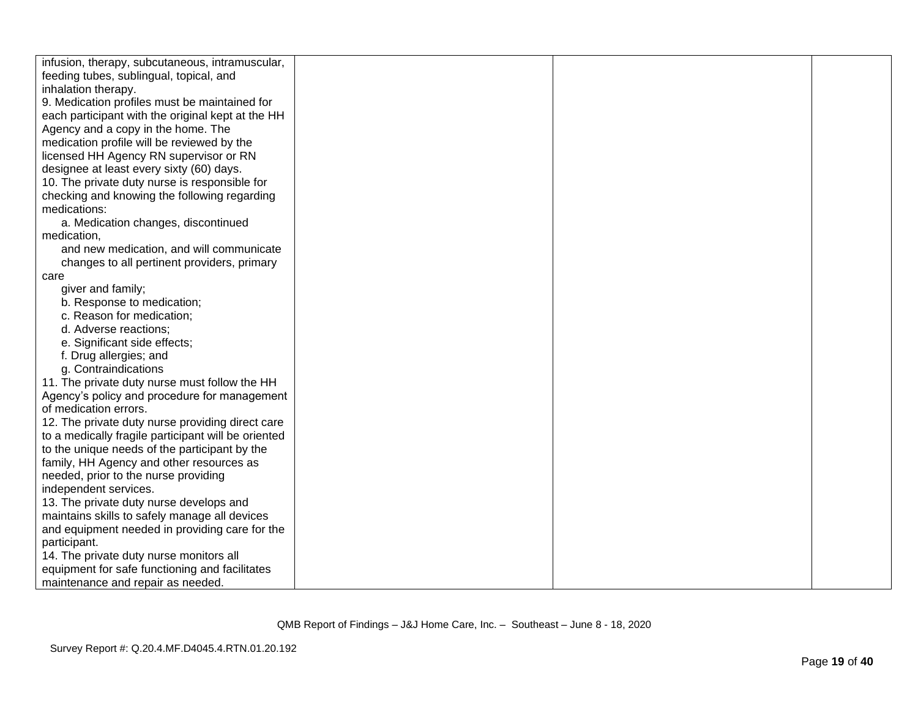| | | | |
|---|---|---|---|
| infusion, therapy, subcutaneous, intramuscular, feeding tubes, sublingual, topical, and inhalation therapy.<br>9. Medication profiles must be maintained for each participant with the original kept at the HH Agency and a copy in the home. The medication profile will be reviewed by the licensed HH Agency RN supervisor or RN designee at least every sixty (60) days.<br>10. The private duty nurse is responsible for checking and knowing the following regarding medications:<br>a. Medication changes, discontinued medication, and new medication, and will communicate changes to all pertinent providers, primary care giver and family;<br>b. Response to medication;<br>c. Reason for medication;<br>d. Adverse reactions;<br>e. Significant side effects;<br>f. Drug allergies; and<br>g. Contraindications<br>11. The private duty nurse must follow the HH Agency's policy and procedure for management of medication errors.<br>12. The private duty nurse providing direct care to a medically fragile participant will be oriented to the unique needs of the participant by the family, HH Agency and other resources as needed, prior to the nurse providing independent services.<br>13. The private duty nurse develops and maintains skills to safely manage all devices and equipment needed in providing care for the participant.<br>14. The private duty nurse monitors all equipment for safe functioning and facilitates maintenance and repair as needed. | | | |

QMB Report of Findings – J&J Home Care, Inc. – Southeast – June 8 - 18, 2020

Survey Report #: Q.20.4.MF.D4045.4.RTN.01.20.192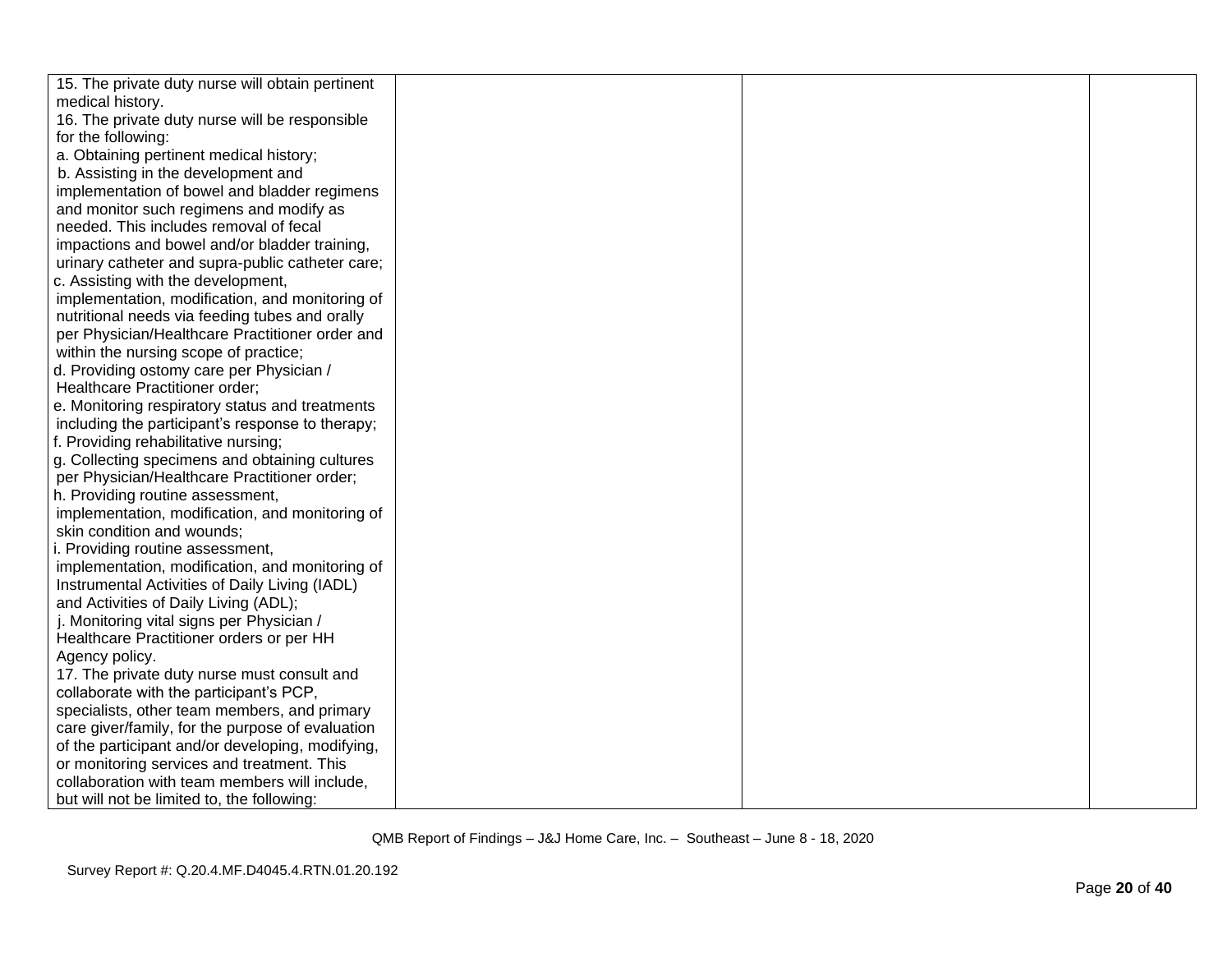| | | | |
|---|---|---|---|
| 15. The private duty nurse will obtain pertinent medical history.<br>16. The private duty nurse will be responsible for the following:<br>a. Obtaining pertinent medical history;<br>b. Assisting in the development and implementation of bowel and bladder regimens and monitor such regimens and modify as needed. This includes removal of fecal impactions and bowel and/or bladder training, urinary catheter and supra-public catheter care;<br>c. Assisting with the development, implementation, modification, and monitoring of nutritional needs via feeding tubes and orally per Physician/Healthcare Practitioner order and within the nursing scope of practice;<br>d. Providing ostomy care per Physician / Healthcare Practitioner order;<br>e. Monitoring respiratory status and treatments including the participant's response to therapy;<br>f. Providing rehabilitative nursing;<br>g. Collecting specimens and obtaining cultures per Physician/Healthcare Practitioner order;<br>h. Providing routine assessment, implementation, modification, and monitoring of skin condition and wounds;<br>i. Providing routine assessment, implementation, modification, and monitoring of Instrumental Activities of Daily Living (IADL) and Activities of Daily Living (ADL);<br>j. Monitoring vital signs per Physician / Healthcare Practitioner orders or per HH Agency policy.<br>17. The private duty nurse must consult and collaborate with the participant's PCP, specialists, other team members, and primary care giver/family, for the purpose of evaluation of the participant and/or developing, modifying, or monitoring services and treatment. This collaboration with team members will include, but will not be limited to, the following: | | | |

QMB Report of Findings – J&J Home Care, Inc. – Southeast – June 8 - 18, 2020

Survey Report #: Q.20.4.MF.D4045.4.RTN.01.20.192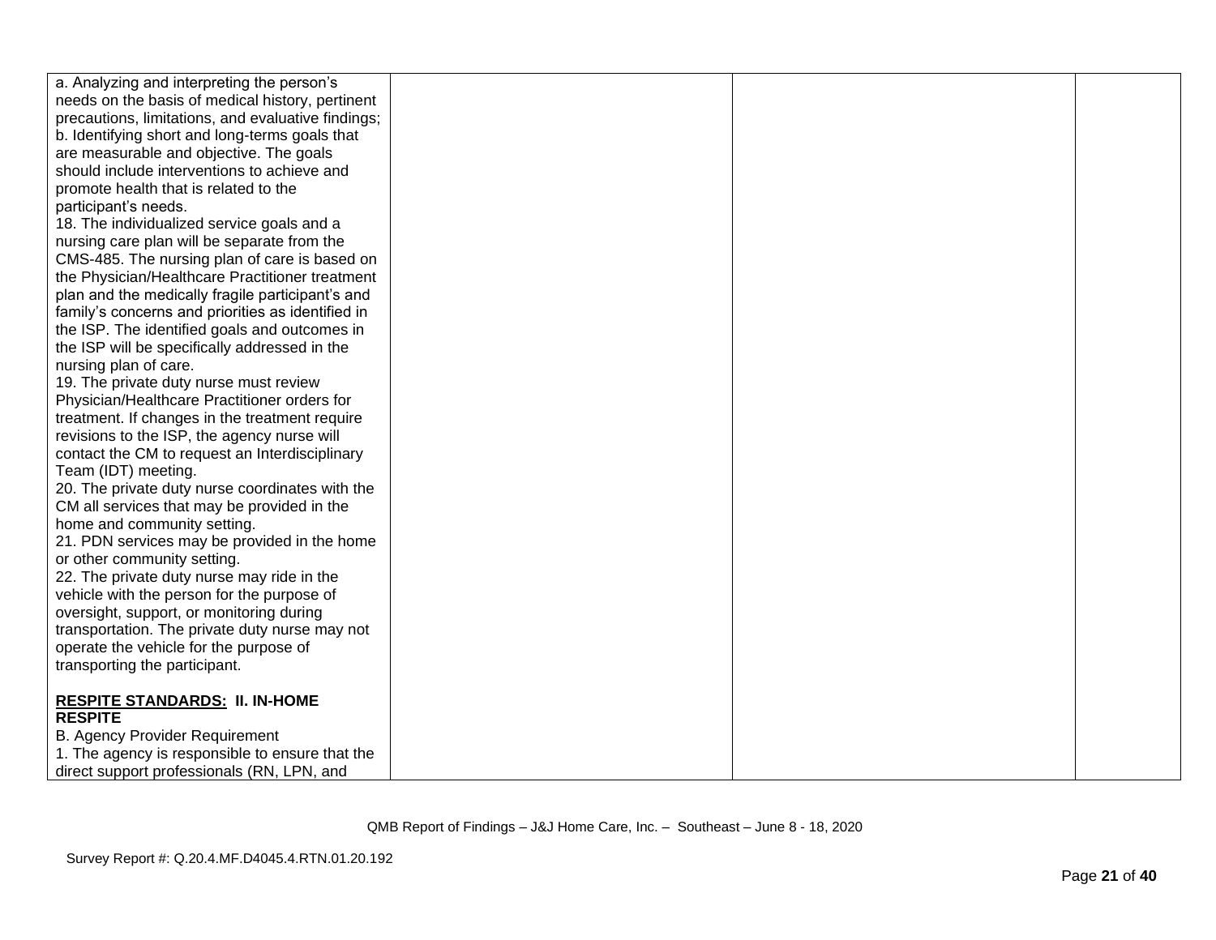| | | | |
|---|---|---|---|
| a. Analyzing and interpreting the person's needs on the basis of medical history, pertinent precautions, limitations, and evaluative findings;<br>b. Identifying short and long-terms goals that are measurable and objective. The goals should include interventions to achieve and promote health that is related to the participant's needs.<br>18. The individualized service goals and a nursing care plan will be separate from the CMS-485. The nursing plan of care is based on the Physician/Healthcare Practitioner treatment plan and the medically fragile participant's and family's concerns and priorities as identified in the ISP. The identified goals and outcomes in the ISP will be specifically addressed in the nursing plan of care.<br>19. The private duty nurse must review Physician/Healthcare Practitioner orders for treatment. If changes in the treatment require revisions to the ISP, the agency nurse will contact the CM to request an Interdisciplinary Team (IDT) meeting.<br>20. The private duty nurse coordinates with the CM all services that may be provided in the home and community setting.<br>21. PDN services may be provided in the home or other community setting.<br>22. The private duty nurse may ride in the vehicle with the person for the purpose of oversight, support, or monitoring during transportation. The private duty nurse may not operate the vehicle for the purpose of transporting the participant.<br><br>**<u>RESPITE STANDARDS:</u> II. IN-HOME RESPITE**<br>B. Agency Provider Requirement<br>1. The agency is responsible to ensure that the direct support professionals (RN, LPN, and | | | |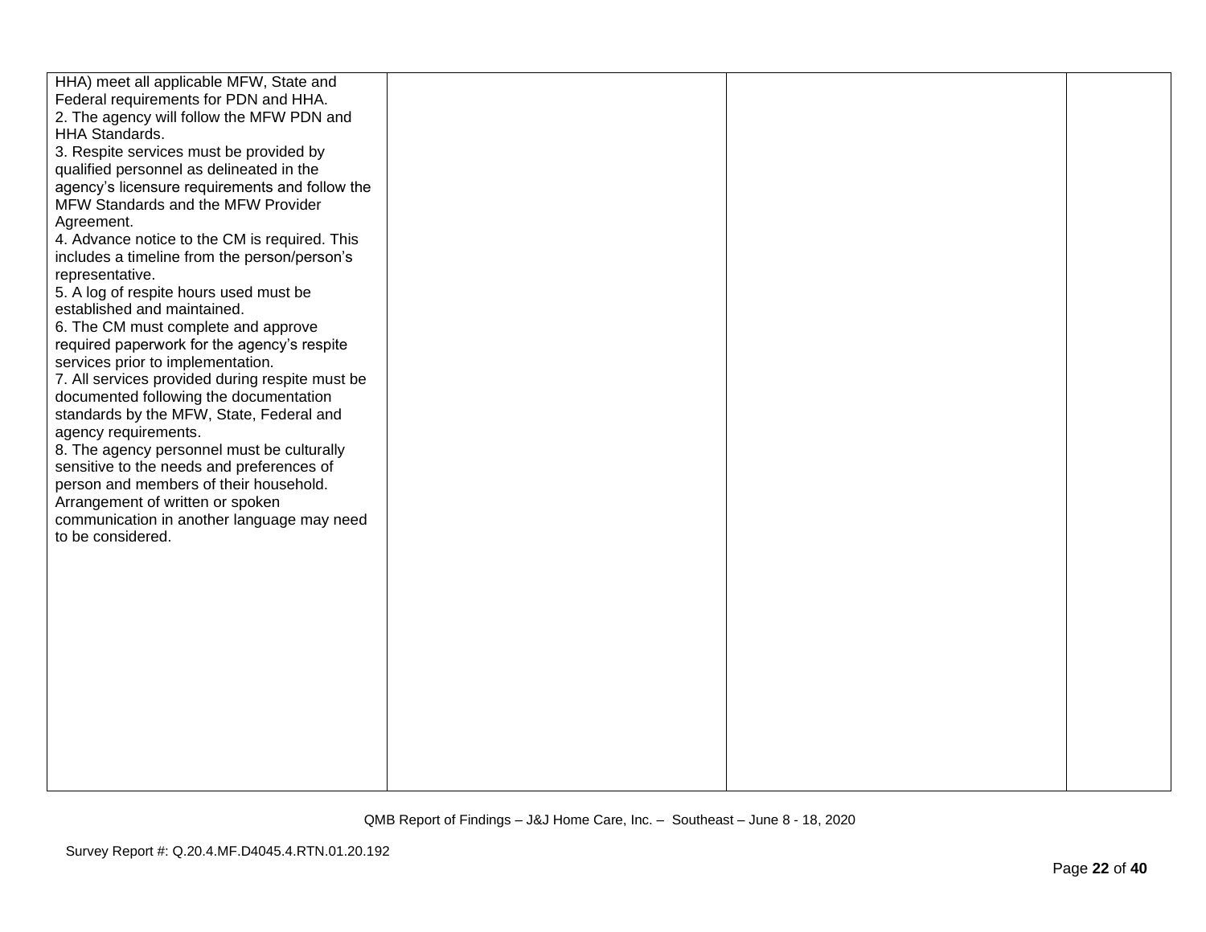| | | | |
|---|---|---|---|
| HHA) meet all applicable MFW, State and Federal requirements for PDN and HHA.<br>2. The agency will follow the MFW PDN and HHA Standards.<br>3. Respite services must be provided by qualified personnel as delineated in the agency's licensure requirements and follow the MFW Standards and the MFW Provider Agreement.<br>4. Advance notice to the CM is required. This includes a timeline from the person/person's representative.<br>5. A log of respite hours used must be established and maintained.<br>6. The CM must complete and approve required paperwork for the agency's respite services prior to implementation.<br>7. All services provided during respite must be documented following the documentation standards by the MFW, State, Federal and agency requirements.<br>8. The agency personnel must be culturally sensitive to the needs and preferences of person and members of their household. Arrangement of written or spoken communication in another language may need to be considered. | | | |

QMB Report of Findings – J&J Home Care, Inc. – Southeast – June 8 - 18, 2020

Survey Report #: Q.20.4.MF.D4045.4.RTN.01.20.192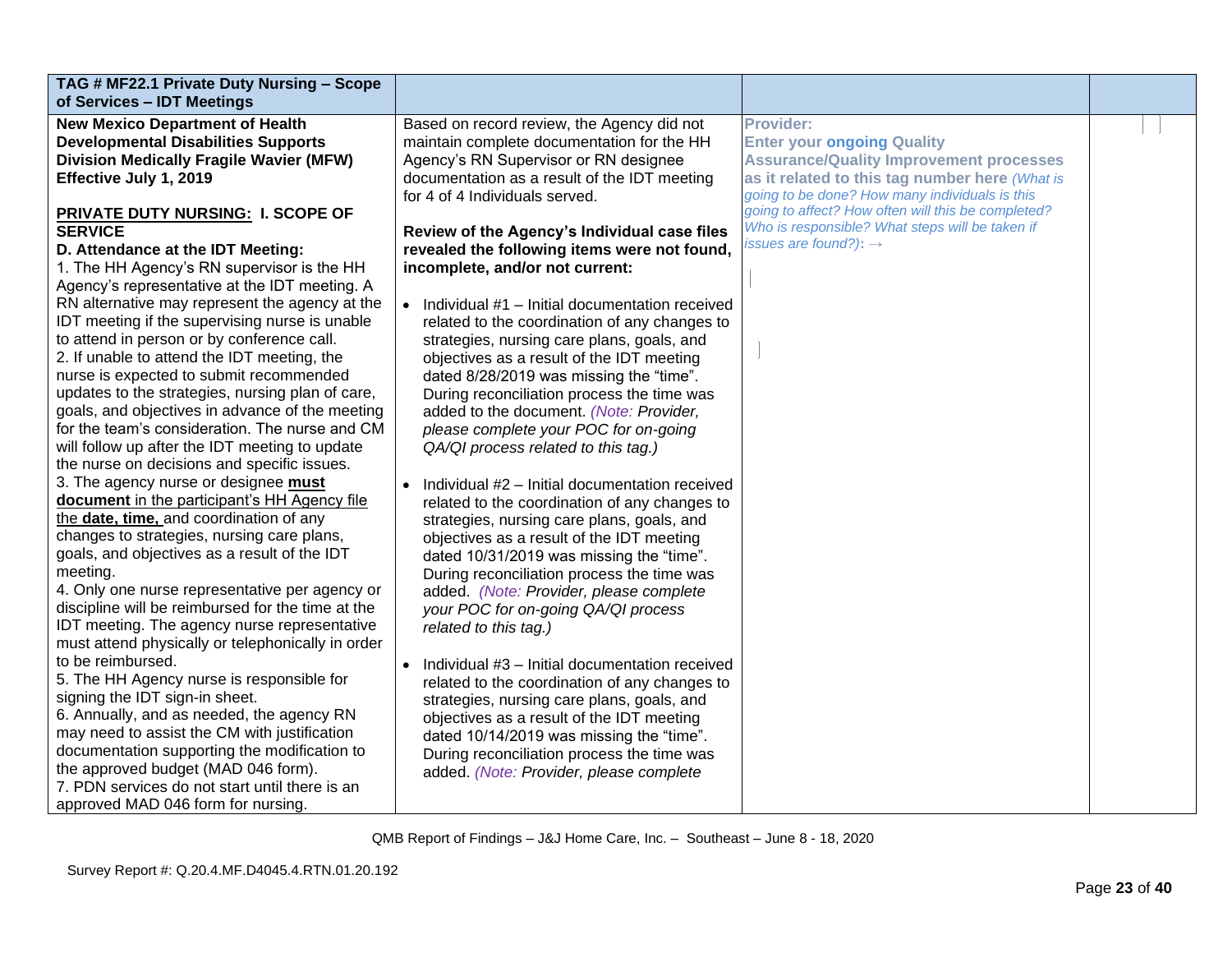| TAG # MF22.1 Private Duty Nursing – Scope of Services – IDT Meetings | | | |
|---|---|---|---|
| **New Mexico Department of Health Developmental Disabilities Supports Division Medically Fragile Wavier (MFW) Effective July 1, 2019**<br><br>**PRIVATE DUTY NURSING: I. SCOPE OF SERVICE**<br>**D. Attendance at the IDT Meeting:**<br>1. The HH Agency's RN supervisor is the HH Agency's representative at the IDT meeting. A RN alternative may represent the agency at the IDT meeting if the supervising nurse is unable to attend in person or by conference call.<br>2. If unable to attend the IDT meeting, the nurse is expected to submit recommended updates to the strategies, nursing plan of care, goals, and objectives in advance of the meeting for the team's consideration. The nurse and CM will follow up after the IDT meeting to update the nurse on decisions and specific issues.<br>3. The agency nurse or designee **must document** in the participant's HH Agency file the **date, time,** and coordination of any changes to strategies, nursing care plans, goals, and objectives as a result of the IDT meeting.<br>4. Only one nurse representative per agency or discipline will be reimbursed for the time at the IDT meeting. The agency nurse representative must attend physically or telephonically in order to be reimbursed.<br>5. The HH Agency nurse is responsible for signing the IDT sign-in sheet.<br>6. Annually, and as needed, the agency RN may need to assist the CM with justification documentation supporting the modification to the approved budget (MAD 046 form).<br>7. PDN services do not start until there is an approved MAD 046 form for nursing. | Based on record review, the Agency did not maintain complete documentation for the HH Agency's RN Supervisor or RN designee documentation as a result of the IDT meeting for 4 of 4 Individuals served.<br><br>**Review of the Agency's Individual case files revealed the following items were not found, incomplete, and/or not current:**<br><br>• Individual #1 – Initial documentation received related to the coordination of any changes to strategies, nursing care plans, goals, and objectives as a result of the IDT meeting dated 8/28/2019 was missing the "time". During reconciliation process the time was added to the document. *(Note: Provider, please complete your POC for on-going QA/QI process related to this tag.)*<br><br>• Individual #2 – Initial documentation received related to the coordination of any changes to strategies, nursing care plans, goals, and objectives as a result of the IDT meeting dated 10/31/2019 was missing the "time". During reconciliation process the time was added. *(Note: Provider, please complete your POC for on-going QA/QI process related to this tag.)*<br><br>• Individual #3 – Initial documentation received related to the coordination of any changes to strategies, nursing care plans, goals, and objectives as a result of the IDT meeting dated 10/14/2019 was missing the "time". During reconciliation process the time was added. *(Note: Provider, please complete* | **Provider:**<br>**Enter your ongoing Quality Assurance/Quality Improvement processes as it related to this tag number here** *(What is going to be done? How many individuals is this going to affect? How often will this be completed? Who is responsible? What steps will be taken if issues are found?)*: → | |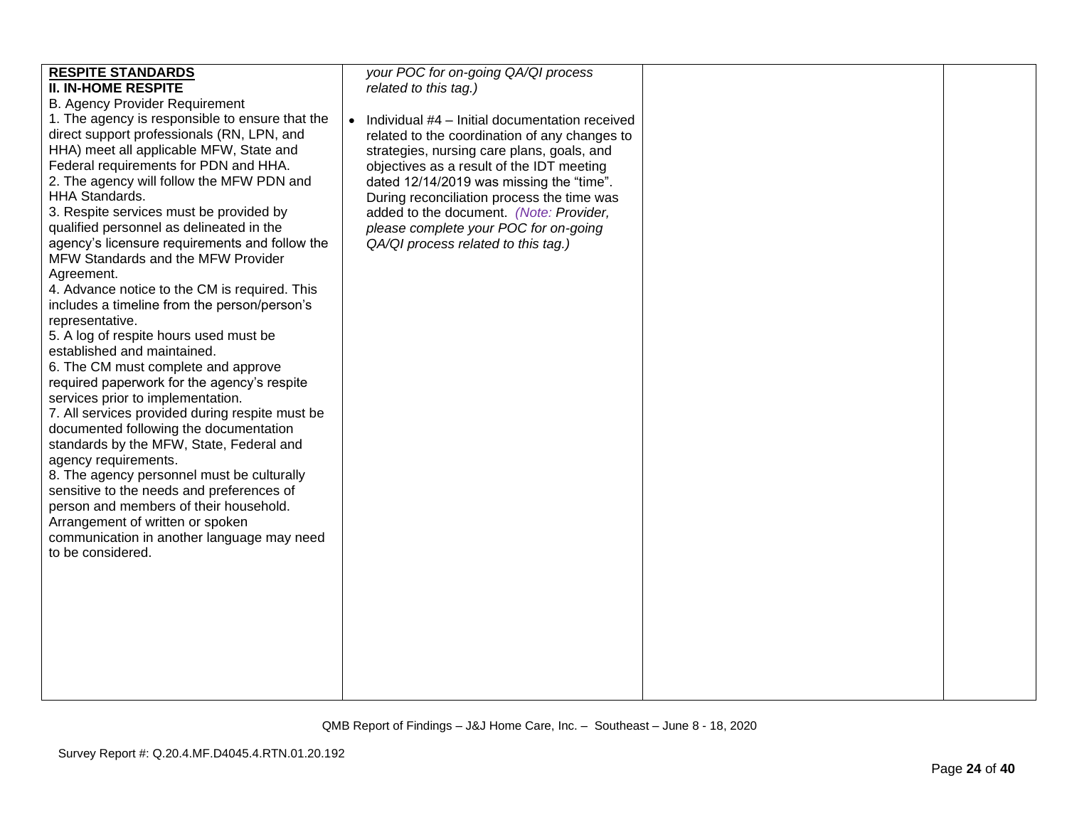| | | | |
|---|---|---|---|
| **RESPITE STANDARDS**<br>**II. IN-HOME RESPITE**<br>B. Agency Provider Requirement<br>1. The agency is responsible to ensure that the direct support professionals (RN, LPN, and HHA) meet all applicable MFW, State and Federal requirements for PDN and HHA.<br>2. The agency will follow the MFW PDN and HHA Standards.<br>3. Respite services must be provided by qualified personnel as delineated in the agency's licensure requirements and follow the MFW Standards and the MFW Provider Agreement.<br>4. Advance notice to the CM is required. This includes a timeline from the person/person's representative.<br>5. A log of respite hours used must be established and maintained.<br>6. The CM must complete and approve required paperwork for the agency's respite services prior to implementation.<br>7. All services provided during respite must be documented following the documentation standards by the MFW, State, Federal and agency requirements.<br>8. The agency personnel must be culturally sensitive to the needs and preferences of person and members of their household. Arrangement of written or spoken communication in another language may need to be considered. | *your POC for on-going QA/QI process related to this tag.)*<br><br>• Individual #4 – Initial documentation received related to the coordination of any changes to strategies, nursing care plans, goals, and objectives as a result of the IDT meeting dated 12/14/2019 was missing the "time". During reconciliation process the time was added to the document. *(Note: Provider, please complete your POC for on-going QA/QI process related to this tag.)* | | |

QMB Report of Findings – J&J Home Care, Inc. – Southeast – June 8 - 18, 2020

Survey Report #: Q.20.4.MF.D4045.4.RTN.01.20.192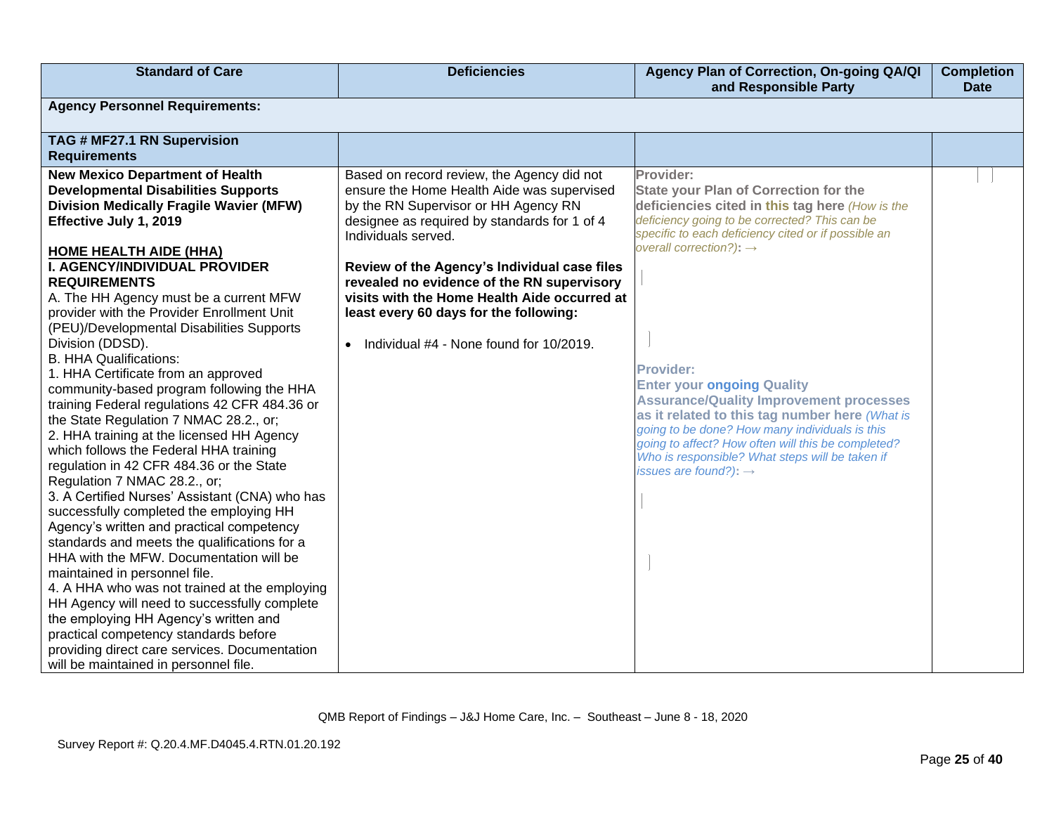| Standard of Care | Deficiencies | Agency Plan of Correction, On-going QA/QI and Responsible Party | Completion Date |
|---|---|---|---|
| **Agency Personnel Requirements:** | | | |
| **TAG # MF27.1 RN Supervision Requirements** | | | |
| **New Mexico Department of Health Developmental Disabilities Supports Division Medically Fragile Wavier (MFW) Effective July 1, 2019**<br><br>**HOME HEALTH AIDE (HHA)**<br>**I. AGENCY/INDIVIDUAL PROVIDER REQUIREMENTS**<br>A. The HH Agency must be a current MFW provider with the Provider Enrollment Unit (PEU)/Developmental Disabilities Supports Division (DDSD).<br>B. HHA Qualifications:<br>1. HHA Certificate from an approved community-based program following the HHA training Federal regulations 42 CFR 484.36 or the State Regulation 7 NMAC 28.2., or;<br>2. HHA training at the licensed HH Agency which follows the Federal HHA training regulation in 42 CFR 484.36 or the State Regulation 7 NMAC 28.2., or;<br>3. A Certified Nurses' Assistant (CNA) who has successfully completed the employing HH Agency's written and practical competency standards and meets the qualifications for a HHA with the MFW. Documentation will be maintained in personnel file.<br>4. A HHA who was not trained at the employing HH Agency will need to successfully complete the employing HH Agency's written and practical competency standards before providing direct care services. Documentation will be maintained in personnel file. | Based on record review, the Agency did not ensure the Home Health Aide was supervised by the RN Supervisor or HH Agency RN designee as required by standards for 1 of 4 Individuals served.<br><br>**Review of the Agency's Individual case files revealed no evidence of the RN supervisory visits with the Home Health Aide occurred at least every 60 days for the following:**<br><br>• Individual #4 - None found for 10/2019. | **Provider:**<br>**State your Plan of Correction for the deficiencies cited in this tag here** *(How is the deficiency going to be corrected? This can be specific to each deficiency cited or if possible an overall correction?)*: →<br><br>**Provider:**<br>**Enter your ongoing Quality Assurance/Quality Improvement processes as it related to this tag number here** *(What is going to be done? How many individuals is this going to affect? How often will this be completed? Who is responsible? What steps will be taken if issues are found?)*: → | |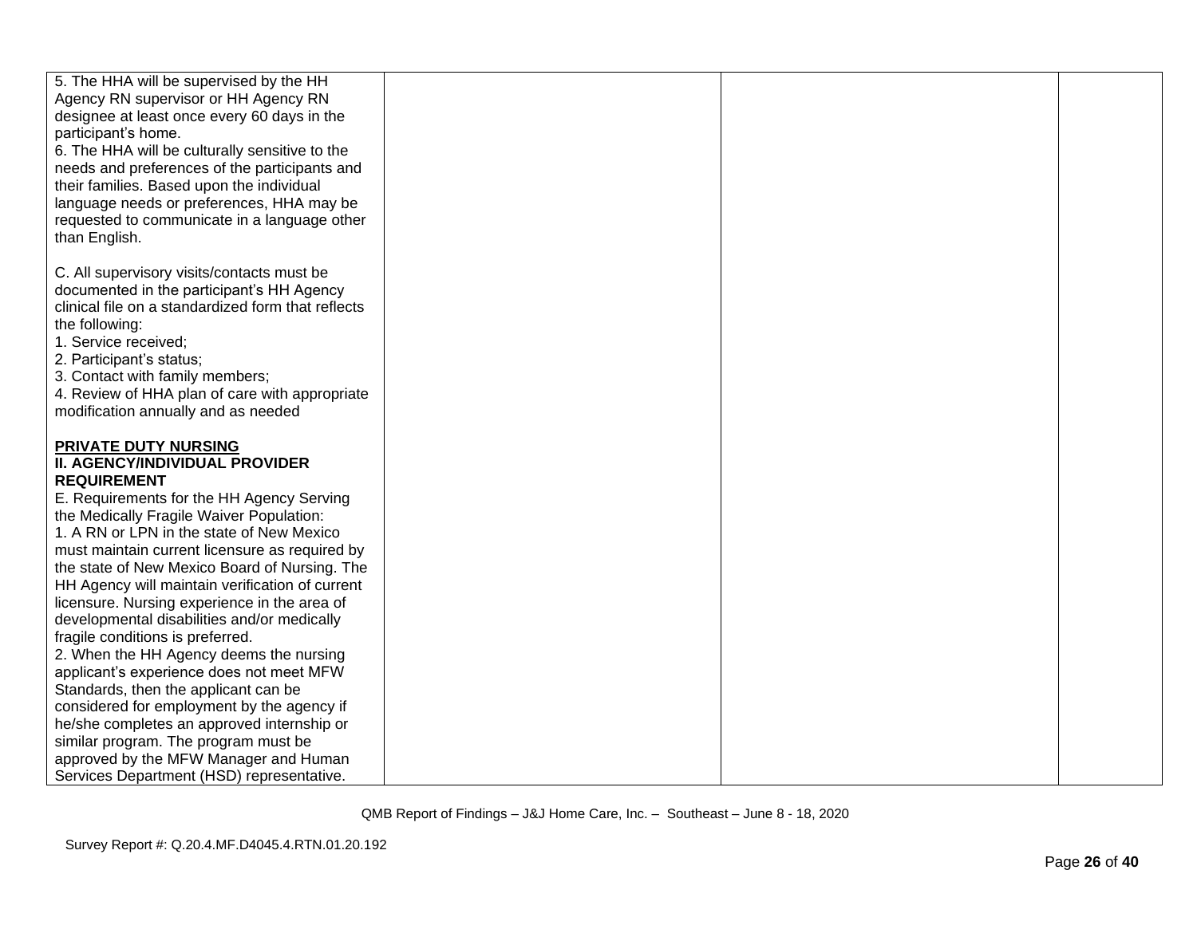| | | | |
|---|---|---|---|
| 5. The HHA will be supervised by the HH Agency RN supervisor or HH Agency RN designee at least once every 60 days in the participant's home.<br>6. The HHA will be culturally sensitive to the needs and preferences of the participants and their families. Based upon the individual language needs or preferences, HHA may be requested to communicate in a language other than English.<br><br>C. All supervisory visits/contacts must be documented in the participant's HH Agency clinical file on a standardized form that reflects the following:<br>1. Service received;<br>2. Participant's status;<br>3. Contact with family members;<br>4. Review of HHA plan of care with appropriate modification annually and as needed<br><br>**PRIVATE DUTY NURSING**<br>**II. AGENCY/INDIVIDUAL PROVIDER REQUIREMENT**<br>E. Requirements for the HH Agency Serving the Medically Fragile Waiver Population:<br>1. A RN or LPN in the state of New Mexico must maintain current licensure as required by the state of New Mexico Board of Nursing. The HH Agency will maintain verification of current licensure. Nursing experience in the area of developmental disabilities and/or medically fragile conditions is preferred.<br>2. When the HH Agency deems the nursing applicant's experience does not meet MFW Standards, then the applicant can be considered for employment by the agency if he/she completes an approved internship or similar program. The program must be approved by the MFW Manager and Human Services Department (HSD) representative. | | | |

QMB Report of Findings – J&J Home Care, Inc. – Southeast – June 8 - 18, 2020

Survey Report #: Q.20.4.MF.D4045.4.RTN.01.20.192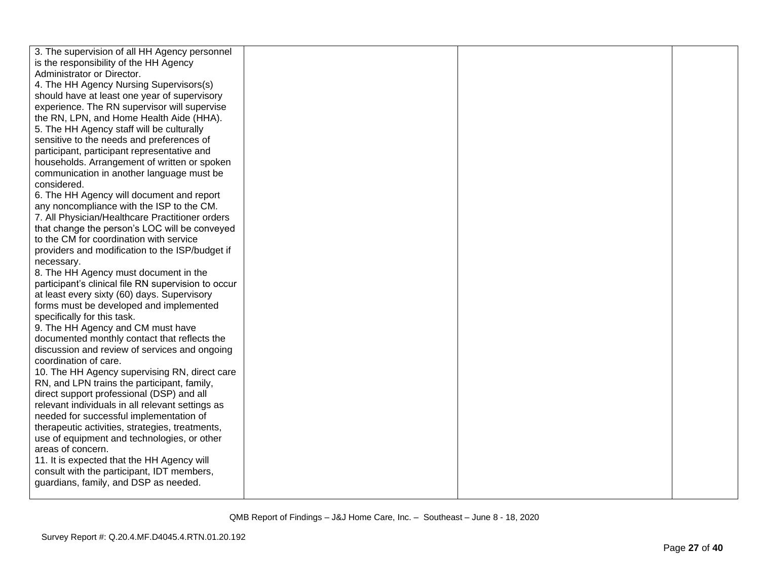| | | | |
|---|---|---|---|
| 3. The supervision of all HH Agency personnel is the responsibility of the HH Agency Administrator or Director.<br>4. The HH Agency Nursing Supervisors(s) should have at least one year of supervisory experience. The RN supervisor will supervise the RN, LPN, and Home Health Aide (HHA).<br>5. The HH Agency staff will be culturally sensitive to the needs and preferences of participant, participant representative and households. Arrangement of written or spoken communication in another language must be considered.<br>6. The HH Agency will document and report any noncompliance with the ISP to the CM.<br>7. All Physician/Healthcare Practitioner orders that change the person's LOC will be conveyed to the CM for coordination with service providers and modification to the ISP/budget if necessary.<br>8. The HH Agency must document in the participant's clinical file RN supervision to occur at least every sixty (60) days. Supervisory forms must be developed and implemented specifically for this task.<br>9. The HH Agency and CM must have documented monthly contact that reflects the discussion and review of services and ongoing coordination of care.<br>10. The HH Agency supervising RN, direct care RN, and LPN trains the participant, family, direct support professional (DSP) and all relevant individuals in all relevant settings as needed for successful implementation of therapeutic activities, strategies, treatments, use of equipment and technologies, or other areas of concern.<br>11. It is expected that the HH Agency will consult with the participant, IDT members, guardians, family, and DSP as needed. | | | |

QMB Report of Findings – J&J Home Care, Inc. – Southeast – June 8 - 18, 2020

Survey Report #: Q.20.4.MF.D4045.4.RTN.01.20.192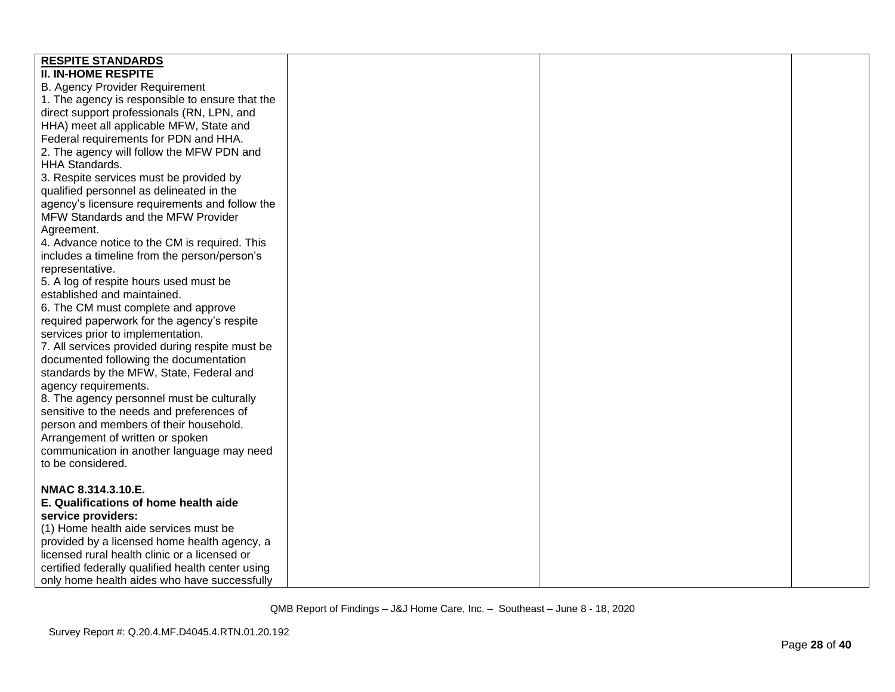| | | | |
|---|---|---|---|
| **RESPITE STANDARDS**<br>**II. IN-HOME RESPITE**<br>B. Agency Provider Requirement<br>1. The agency is responsible to ensure that the direct support professionals (RN, LPN, and HHA) meet all applicable MFW, State and Federal requirements for PDN and HHA.<br>2. The agency will follow the MFW PDN and HHA Standards.<br>3. Respite services must be provided by qualified personnel as delineated in the agency's licensure requirements and follow the MFW Standards and the MFW Provider Agreement.<br>4. Advance notice to the CM is required. This includes a timeline from the person/person's representative.<br>5. A log of respite hours used must be established and maintained.<br>6. The CM must complete and approve required paperwork for the agency's respite services prior to implementation.<br>7. All services provided during respite must be documented following the documentation standards by the MFW, State, Federal and agency requirements.<br>8. The agency personnel must be culturally sensitive to the needs and preferences of person and members of their household. Arrangement of written or spoken communication in another language may need to be considered.<br><br>**NMAC 8.314.3.10.E.**<br>**E. Qualifications of home health aide service providers:**<br>(1) Home health aide services must be provided by a licensed home health agency, a licensed rural health clinic or a licensed or certified federally qualified health center using only home health aides who have successfully | | | |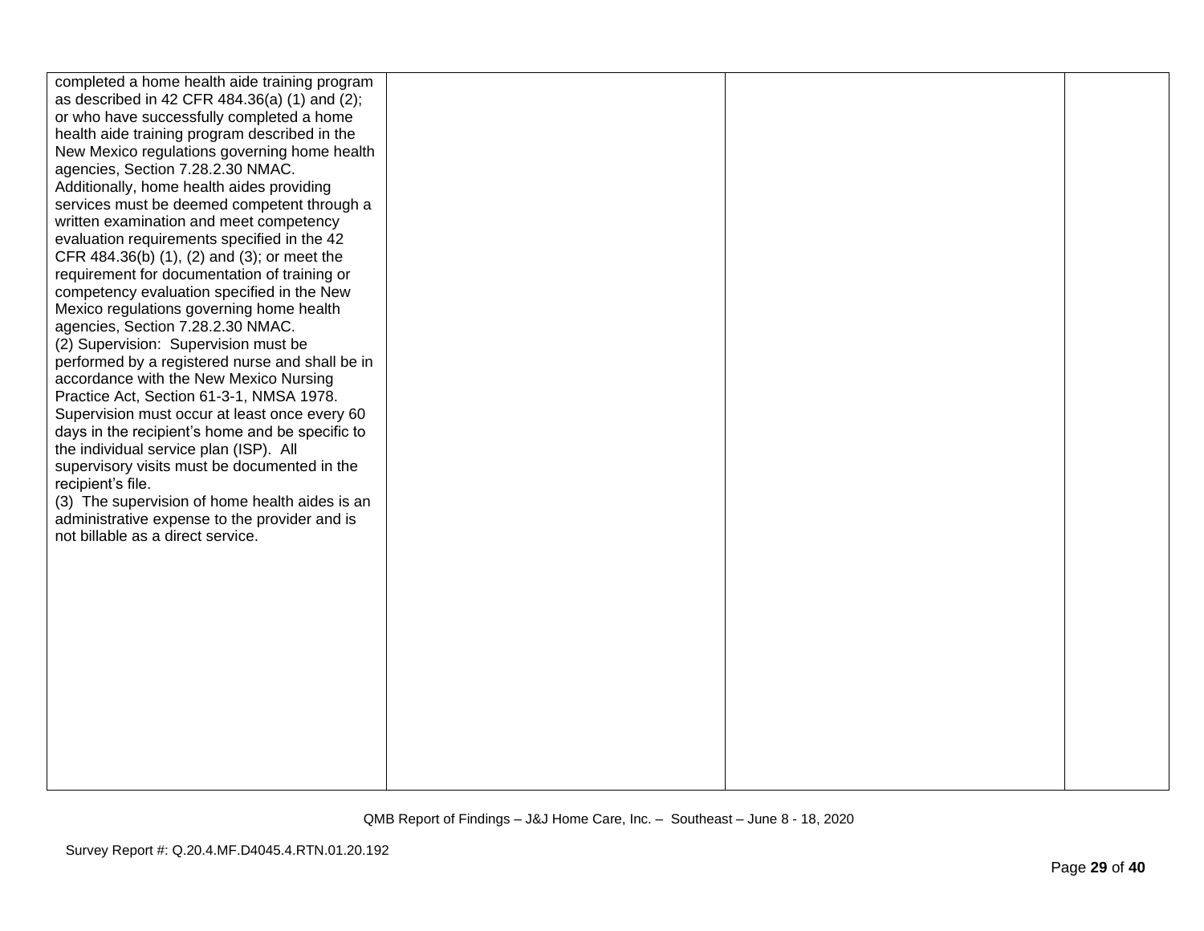| | | | |
|---|---|---|---|
| completed a home health aide training program as described in 42 CFR 484.36(a) (1) and (2); or who have successfully completed a home health aide training program described in the New Mexico regulations governing home health agencies, Section 7.28.2.30 NMAC. Additionally, home health aides providing services must be deemed competent through a written examination and meet competency evaluation requirements specified in the 42 CFR 484.36(b) (1), (2) and (3); or meet the requirement for documentation of training or competency evaluation specified in the New Mexico regulations governing home health agencies, Section 7.28.2.30 NMAC.<br>(2) Supervision: Supervision must be performed by a registered nurse and shall be in accordance with the New Mexico Nursing Practice Act, Section 61-3-1, NMSA 1978. Supervision must occur at least once every 60 days in the recipient's home and be specific to the individual service plan (ISP). All supervisory visits must be documented in the recipient's file.<br>(3) The supervision of home health aides is an administrative expense to the provider and is not billable as a direct service. | | | |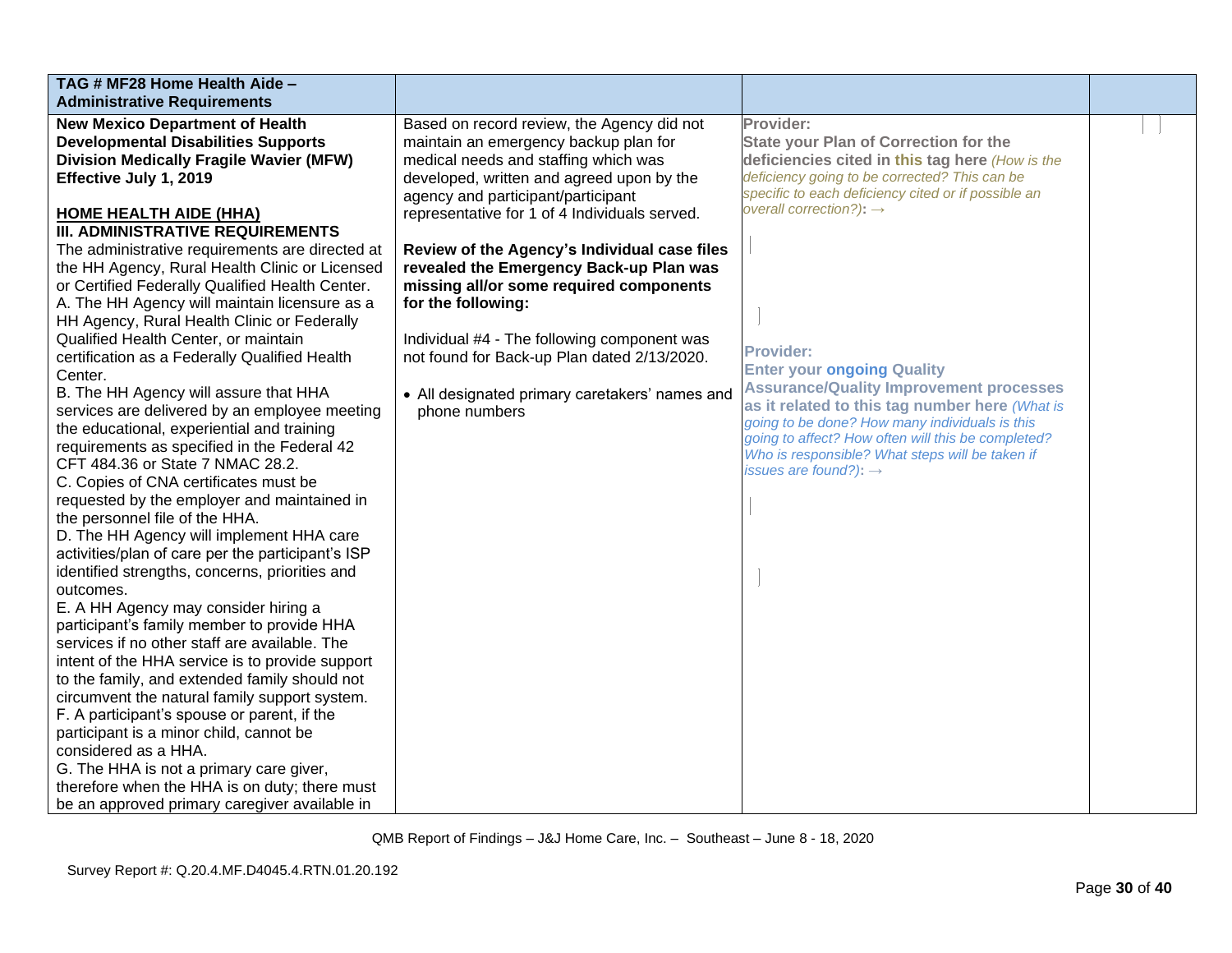| TAG # MF28 Home Health Aide – Administrative Requirements | | | |
|---|---|---|---|
| **New Mexico Department of Health Developmental Disabilities Supports Division Medically Fragile Wavier (MFW) Effective July 1, 2019**<br><br>**HOME HEALTH AIDE (HHA)**<br>**III. ADMINISTRATIVE REQUIREMENTS**<br>The administrative requirements are directed at the HH Agency, Rural Health Clinic or Licensed or Certified Federally Qualified Health Center.<br>A. The HH Agency will maintain licensure as a HH Agency, Rural Health Clinic or Federally Qualified Health Center, or maintain certification as a Federally Qualified Health Center.<br>B. The HH Agency will assure that HHA services are delivered by an employee meeting the educational, experiential and training requirements as specified in the Federal 42 CFT 484.36 or State 7 NMAC 28.2.<br>C. Copies of CNA certificates must be requested by the employer and maintained in the personnel file of the HHA.<br>D. The HH Agency will implement HHA care activities/plan of care per the participant's ISP identified strengths, concerns, priorities and outcomes.<br>E. A HH Agency may consider hiring a participant's family member to provide HHA services if no other staff are available. The intent of the HHA service is to provide support to the family, and extended family should not circumvent the natural family support system.<br>F. A participant's spouse or parent, if the participant is a minor child, cannot be considered as a HHA.<br>G. The HHA is not a primary care giver, therefore when the HHA is on duty; there must be an approved primary caregiver available in | Based on record review, the Agency did not maintain an emergency backup plan for medical needs and staffing which was developed, written and agreed upon by the agency and participant/participant representative for 1 of 4 Individuals served.<br><br>**Review of the Agency's Individual case files revealed the Emergency Back-up Plan was missing all/or some required components for the following:**<br><br>Individual #4 - The following component was not found for Back-up Plan dated 2/13/2020.<br><br>• All designated primary caretakers' names and phone numbers | **Provider:**<br>**State your Plan of Correction for the deficiencies cited in this tag here** *(How is the deficiency going to be corrected? This can be specific to each deficiency cited or if possible an overall correction?)*: →<br><br>**Provider:**<br>**Enter your ongoing Quality Assurance/Quality Improvement processes as it related to this tag number here** *(What is going to be done? How many individuals is this going to affect? How often will this be completed? Who is responsible? What steps will be taken if issues are found?)*: → | |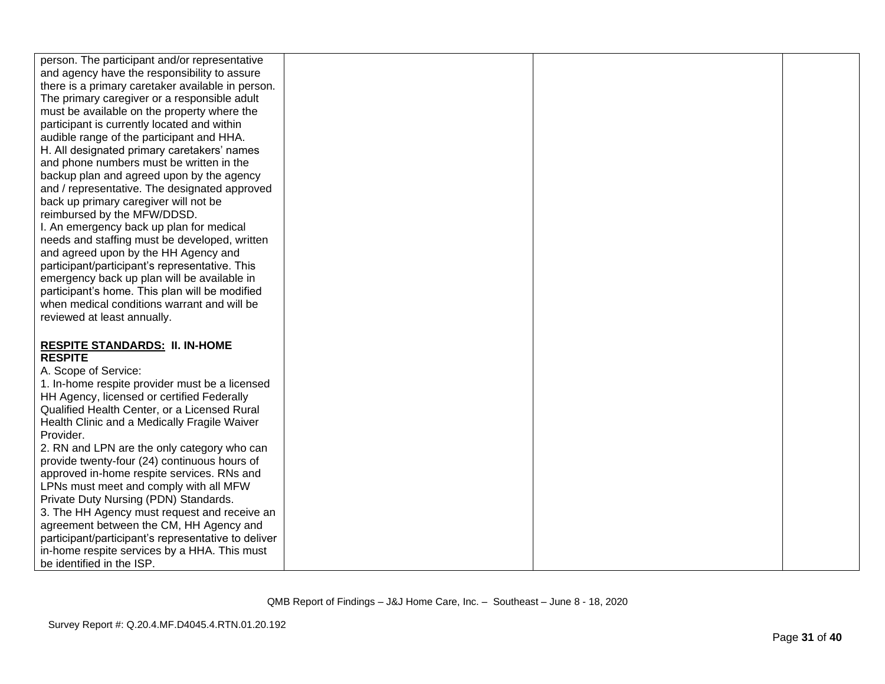| | | | |
|---|---|---|---|
| person. The participant and/or representative and agency have the responsibility to assure there is a primary caretaker available in person. The primary caregiver or a responsible adult must be available on the property where the participant is currently located and within audible range of the participant and HHA.<br>H. All designated primary caretakers' names and phone numbers must be written in the backup plan and agreed upon by the agency and / representative. The designated approved back up primary caregiver will not be reimbursed by the MFW/DDSD.<br>I. An emergency back up plan for medical needs and staffing must be developed, written and agreed upon by the HH Agency and participant/participant's representative. This emergency back up plan will be available in participant's home. This plan will be modified when medical conditions warrant and will be reviewed at least annually.<br><br>**<u>RESPITE STANDARDS:</u> II. IN-HOME RESPITE**<br>A. Scope of Service:<br>1. In-home respite provider must be a licensed HH Agency, licensed or certified Federally Qualified Health Center, or a Licensed Rural Health Clinic and a Medically Fragile Waiver Provider.<br>2. RN and LPN are the only category who can provide twenty-four (24) continuous hours of approved in-home respite services. RNs and LPNs must meet and comply with all MFW Private Duty Nursing (PDN) Standards.<br>3. The HH Agency must request and receive an agreement between the CM, HH Agency and participant/participant's representative to deliver in-home respite services by a HHA. This must be identified in the ISP. | | | |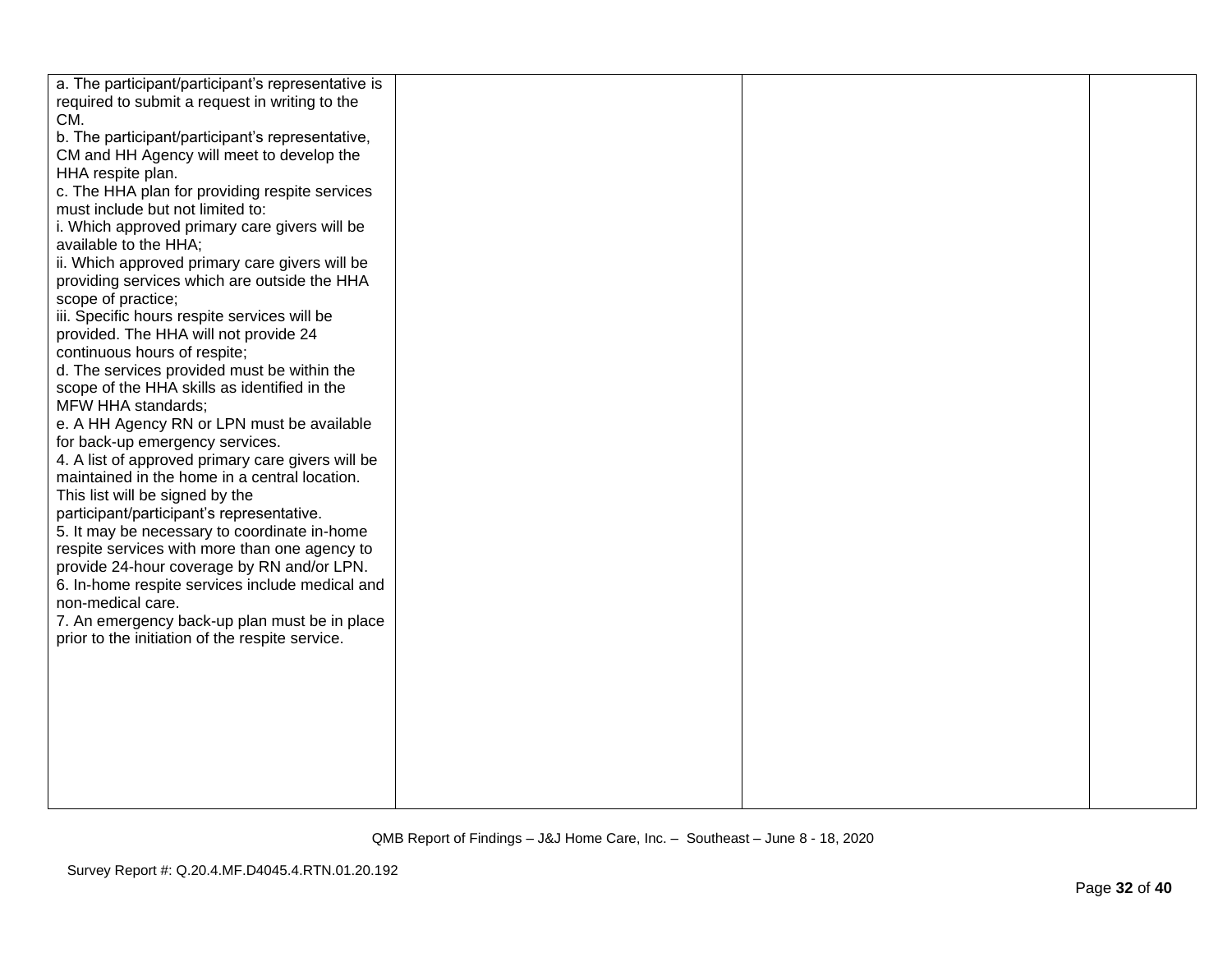| | | | |
|---|---|---|---|
| a. The participant/participant's representative is required to submit a request in writing to the CM.<br>b. The participant/participant's representative, CM and HH Agency will meet to develop the HHA respite plan.<br>c. The HHA plan for providing respite services must include but not limited to:<br>i. Which approved primary care givers will be available to the HHA;<br>ii. Which approved primary care givers will be providing services which are outside the HHA scope of practice;<br>iii. Specific hours respite services will be provided. The HHA will not provide 24 continuous hours of respite;<br>d. The services provided must be within the scope of the HHA skills as identified in the MFW HHA standards;<br>e. A HH Agency RN or LPN must be available for back-up emergency services.<br>4. A list of approved primary care givers will be maintained in the home in a central location. This list will be signed by the participant/participant's representative.<br>5. It may be necessary to coordinate in-home respite services with more than one agency to provide 24-hour coverage by RN and/or LPN.<br>6. In-home respite services include medical and non-medical care.<br>7. An emergency back-up plan must be in place prior to the initiation of the respite service. | | | |

QMB Report of Findings – J&J Home Care, Inc. – Southeast – June 8 - 18, 2020

Survey Report #: Q.20.4.MF.D4045.4.RTN.01.20.192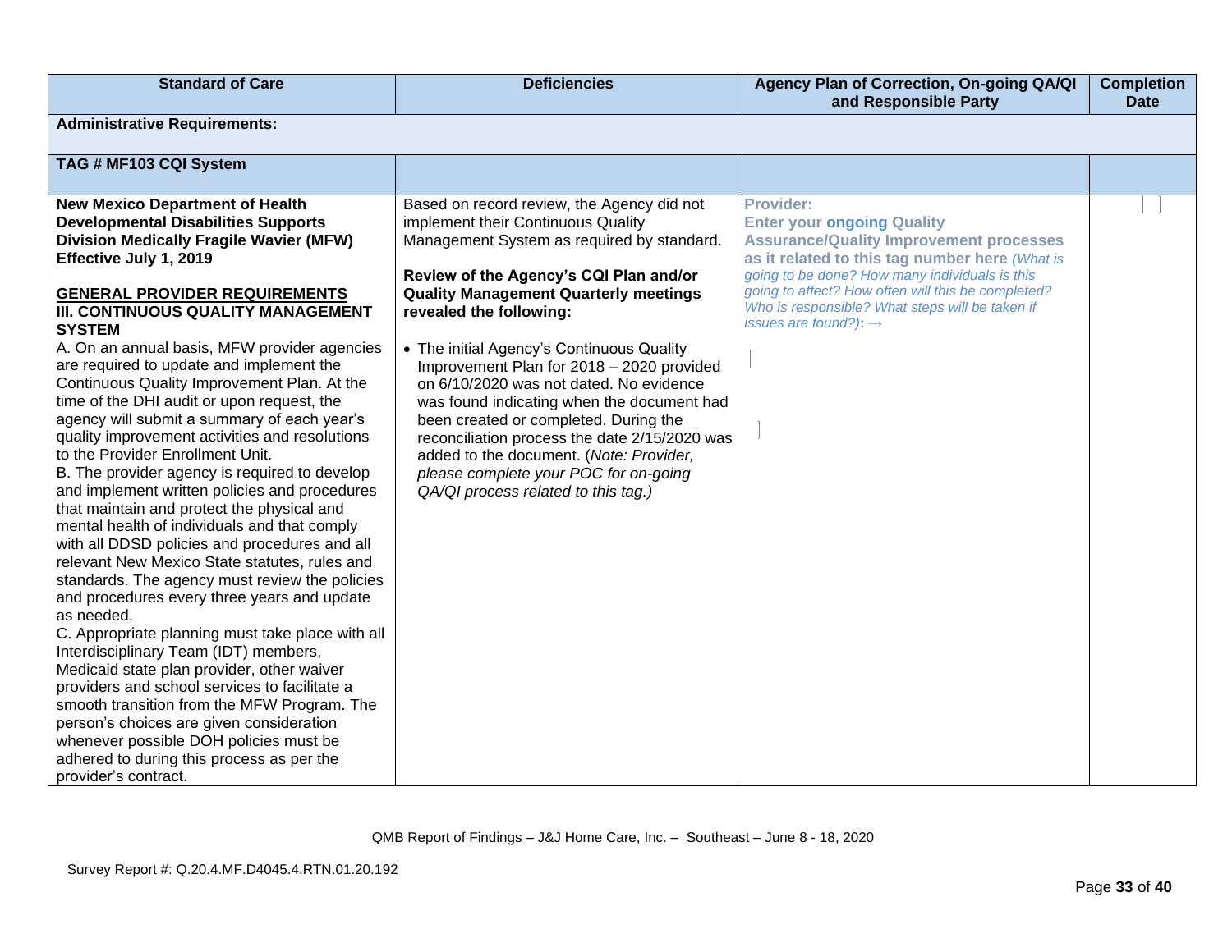| Standard of Care | Deficiencies | Agency Plan of Correction, On-going QA/QI and Responsible Party | Completion Date |
|---|---|---|---|
| **Administrative Requirements:** | | | |
| **TAG # MF103 CQI System** | | | |
| **New Mexico Department of Health Developmental Disabilities Supports Division Medically Fragile Wavier (MFW) Effective July 1, 2019**<br><br>**GENERAL PROVIDER REQUIREMENTS**<br>**III. CONTINUOUS QUALITY MANAGEMENT SYSTEM**<br>A. On an annual basis, MFW provider agencies are required to update and implement the Continuous Quality Improvement Plan. At the time of the DHI audit or upon request, the agency will submit a summary of each year's quality improvement activities and resolutions to the Provider Enrollment Unit.<br>B. The provider agency is required to develop and implement written policies and procedures that maintain and protect the physical and mental health of individuals and that comply with all DDSD policies and procedures and all relevant New Mexico State statutes, rules and standards. The agency must review the policies and procedures every three years and update as needed.<br>C. Appropriate planning must take place with all Interdisciplinary Team (IDT) members, Medicaid state plan provider, other waiver providers and school services to facilitate a smooth transition from the MFW Program. The person's choices are given consideration whenever possible DOH policies must be adhered to during this process as per the provider's contract. | Based on record review, the Agency did not implement their Continuous Quality Management System as required by standard.<br><br>**Review of the Agency's CQI Plan and/or Quality Management Quarterly meetings revealed the following:**<br><br>• The initial Agency's Continuous Quality Improvement Plan for 2018 – 2020 provided on 6/10/2020 was not dated. No evidence was found indicating when the document had been created or completed. During the reconciliation process the date 2/15/2020 was added to the document. (*Note: Provider, please complete your POC for on-going QA/QI process related to this tag.)* | **Provider:**<br>**Enter your ongoing Quality Assurance/Quality Improvement processes as it related to this tag number here** *(What is going to be done? How many individuals is this going to affect? How often will this be completed? Who is responsible? What steps will be taken if issues are found?)*: → | |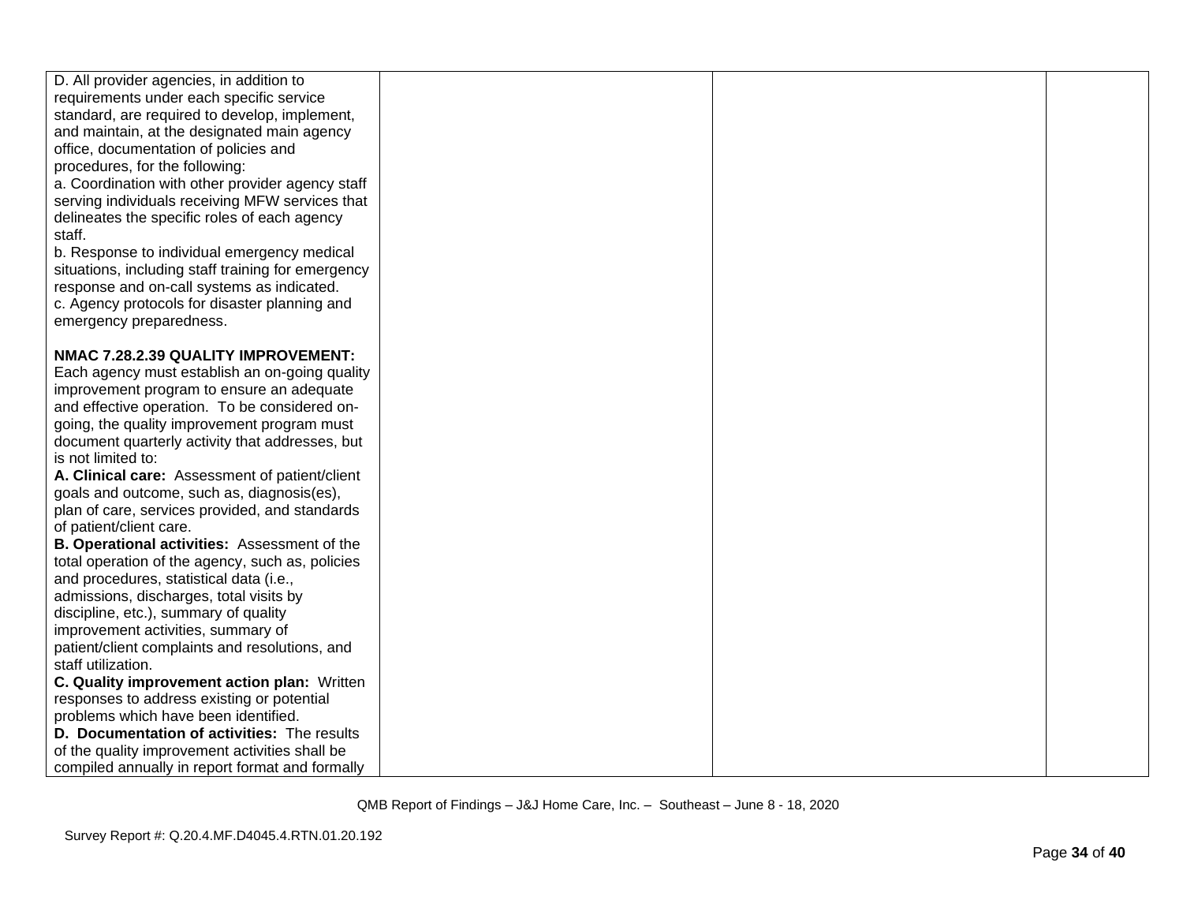| | | | |
|---|---|---|---|
| D. All provider agencies, in addition to requirements under each specific service standard, are required to develop, implement, and maintain, at the designated main agency office, documentation of policies and procedures, for the following:<br>a. Coordination with other provider agency staff serving individuals receiving MFW services that delineates the specific roles of each agency staff.<br>b. Response to individual emergency medical situations, including staff training for emergency response and on-call systems as indicated.<br>c. Agency protocols for disaster planning and emergency preparedness.<br><br>**NMAC 7.28.2.39 QUALITY IMPROVEMENT:** Each agency must establish an on-going quality improvement program to ensure an adequate and effective operation. To be considered on-going, the quality improvement program must document quarterly activity that addresses, but is not limited to:<br>**A. Clinical care:** Assessment of patient/client goals and outcome, such as, diagnosis(es), plan of care, services provided, and standards of patient/client care.<br>**B. Operational activities:** Assessment of the total operation of the agency, such as, policies and procedures, statistical data (i.e., admissions, discharges, total visits by discipline, etc.), summary of quality improvement activities, summary of patient/client complaints and resolutions, and staff utilization.<br>**C. Quality improvement action plan:** Written responses to address existing or potential problems which have been identified.<br>**D. Documentation of activities:** The results of the quality improvement activities shall be compiled annually in report format and formally | | | |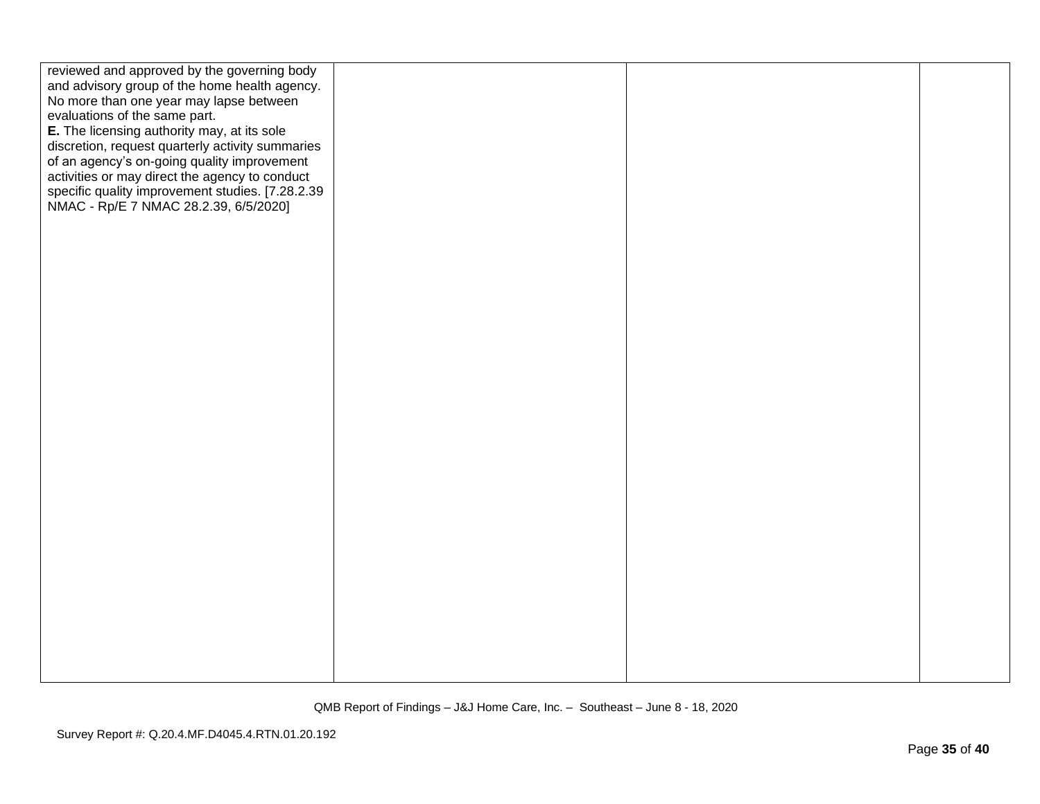| | | | |
|---|---|---|---|
| reviewed and approved by the governing body and advisory group of the home health agency. No more than one year may lapse between evaluations of the same part.<br>**E.** The licensing authority may, at its sole discretion, request quarterly activity summaries of an agency's on-going quality improvement activities or may direct the agency to conduct specific quality improvement studies. [7.28.2.39 NMAC - Rp/E 7 NMAC 28.2.39, 6/5/2020] | | | |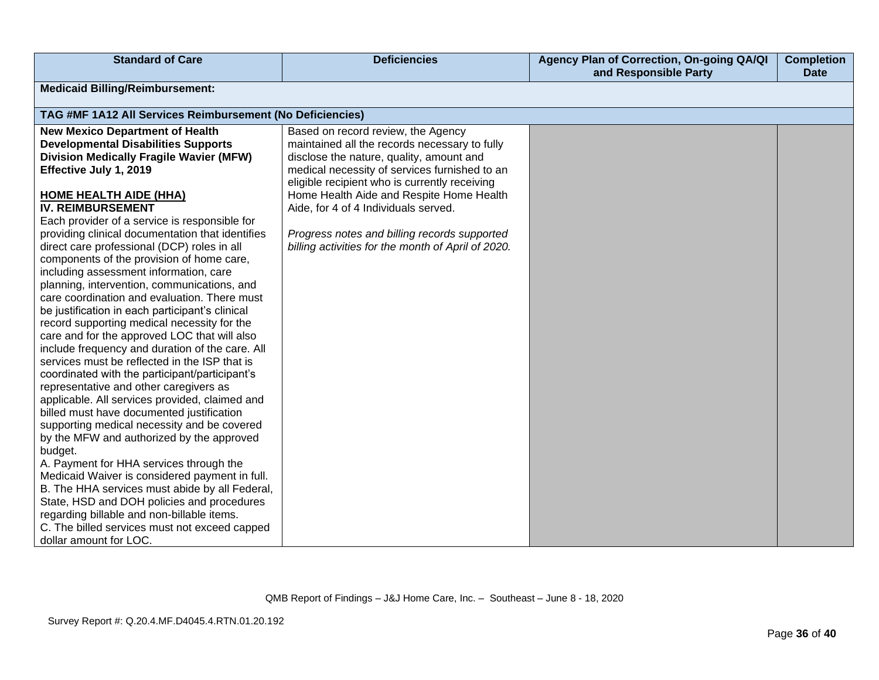| Standard of Care | Deficiencies | Agency Plan of Correction, On-going QA/QI and Responsible Party | Completion Date |
|---|---|---|---|
| **Medicaid Billing/Reimbursement:** | | | |
| **TAG #MF 1A12 All Services Reimbursement (No Deficiencies)** | | | |
| **New Mexico Department of Health Developmental Disabilities Supports Division Medically Fragile Wavier (MFW) Effective July 1, 2019**<br><br>**HOME HEALTH AIDE (HHA)**<br>**IV. REIMBURSEMENT**<br>Each provider of a service is responsible for providing clinical documentation that identifies direct care professional (DCP) roles in all components of the provision of home care, including assessment information, care planning, intervention, communications, and care coordination and evaluation. There must be justification in each participant's clinical record supporting medical necessity for the care and for the approved LOC that will also include frequency and duration of the care. All services must be reflected in the ISP that is coordinated with the participant/participant's representative and other caregivers as applicable. All services provided, claimed and billed must have documented justification supporting medical necessity and be covered by the MFW and authorized by the approved budget.<br>A. Payment for HHA services through the Medicaid Waiver is considered payment in full.<br>B. The HHA services must abide by all Federal, State, HSD and DOH policies and procedures regarding billable and non-billable items.<br>C. The billed services must not exceed capped dollar amount for LOC. | Based on record review, the Agency maintained all the records necessary to fully disclose the nature, quality, amount and medical necessity of services furnished to an eligible recipient who is currently receiving Home Health Aide and Respite Home Health Aide, for 4 of 4 Individuals served.<br><br>*Progress notes and billing records supported billing activities for the month of April of 2020.* | | |

QMB Report of Findings – J&J Home Care, Inc. – Southeast – June 8 - 18, 2020

Survey Report #: Q.20.4.MF.D4045.4.RTN.01.20.192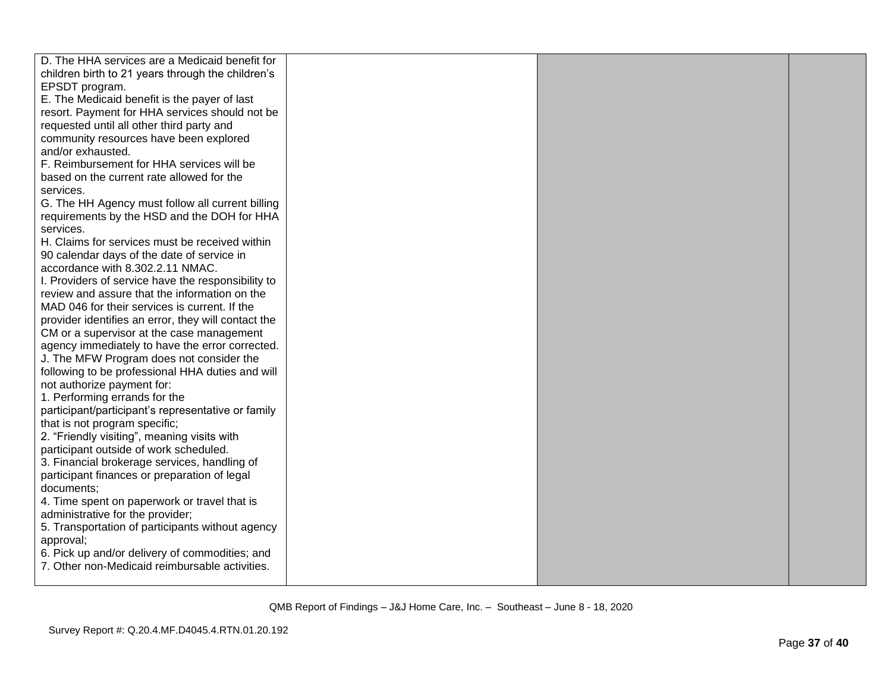| | | | |
|---|---|---|---|
| D. The HHA services are a Medicaid benefit for children birth to 21 years through the children's EPSDT program.<br>E. The Medicaid benefit is the payer of last resort. Payment for HHA services should not be requested until all other third party and community resources have been explored and/or exhausted.<br>F. Reimbursement for HHA services will be based on the current rate allowed for the services.<br>G. The HH Agency must follow all current billing requirements by the HSD and the DOH for HHA services.<br>H. Claims for services must be received within 90 calendar days of the date of service in accordance with 8.302.2.11 NMAC.<br>I. Providers of service have the responsibility to review and assure that the information on the MAD 046 for their services is current. If the provider identifies an error, they will contact the CM or a supervisor at the case management agency immediately to have the error corrected.<br>J. The MFW Program does not consider the following to be professional HHA duties and will not authorize payment for:<br>1. Performing errands for the participant/participant's representative or family that is not program specific;<br>2. "Friendly visiting", meaning visits with participant outside of work scheduled.<br>3. Financial brokerage services, handling of participant finances or preparation of legal documents;<br>4. Time spent on paperwork or travel that is administrative for the provider;<br>5. Transportation of participants without agency approval;<br>6. Pick up and/or delivery of commodities; and<br>7. Other non-Medicaid reimbursable activities. | | | |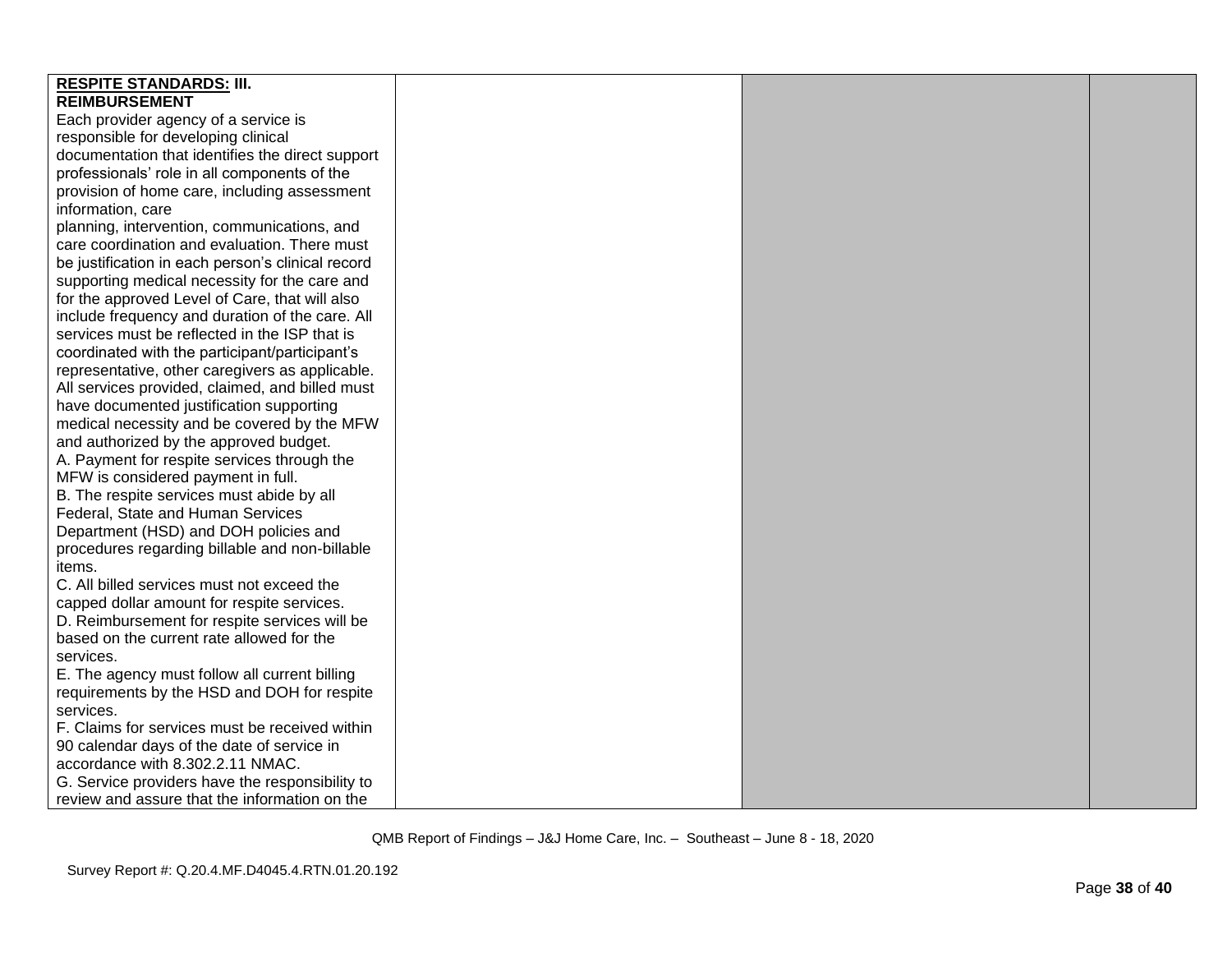| | | | |
|---|---|---|---|
| **RESPITE STANDARDS: III. REIMBURSEMENT**<br>Each provider agency of a service is responsible for developing clinical documentation that identifies the direct support professionals' role in all components of the provision of home care, including assessment information, care planning, intervention, communications, and care coordination and evaluation. There must be justification in each person's clinical record supporting medical necessity for the care and for the approved Level of Care, that will also include frequency and duration of the care. All services must be reflected in the ISP that is coordinated with the participant/participant's representative, other caregivers as applicable. All services provided, claimed, and billed must have documented justification supporting medical necessity and be covered by the MFW and authorized by the approved budget.<br>A. Payment for respite services through the MFW is considered payment in full.<br>B. The respite services must abide by all Federal, State and Human Services Department (HSD) and DOH policies and procedures regarding billable and non-billable items.<br>C. All billed services must not exceed the capped dollar amount for respite services.<br>D. Reimbursement for respite services will be based on the current rate allowed for the services.<br>E. The agency must follow all current billing requirements by the HSD and DOH for respite services.<br>F. Claims for services must be received within 90 calendar days of the date of service in accordance with 8.302.2.11 NMAC.<br>G. Service providers have the responsibility to review and assure that the information on the | | | |

QMB Report of Findings – J&J Home Care, Inc. – Southeast – June 8 - 18, 2020

Survey Report #: Q.20.4.MF.D4045.4.RTN.01.20.192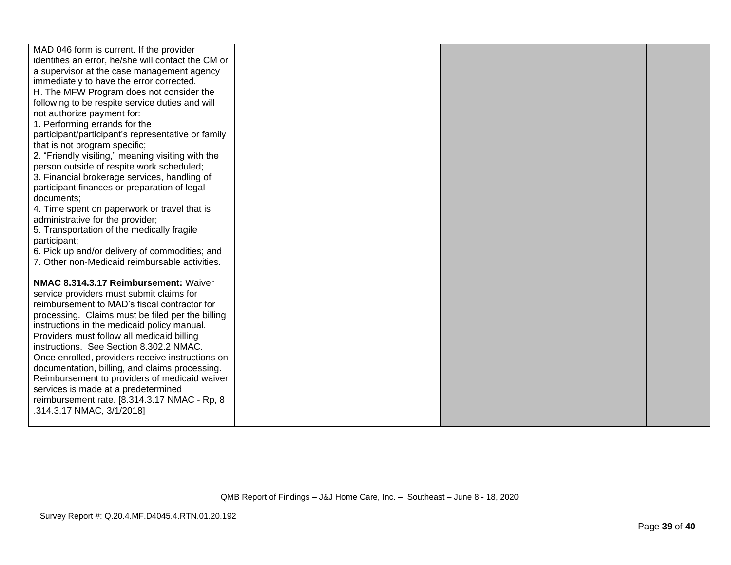| | | | |
|---|---|---|---|
| MAD 046 form is current. If the provider identifies an error, he/she will contact the CM or a supervisor at the case management agency immediately to have the error corrected.<br>H. The MFW Program does not consider the following to be respite service duties and will not authorize payment for:<br>1. Performing errands for the participant/participant's representative or family that is not program specific;<br>2. "Friendly visiting," meaning visiting with the person outside of respite work scheduled;<br>3. Financial brokerage services, handling of participant finances or preparation of legal documents;<br>4. Time spent on paperwork or travel that is administrative for the provider;<br>5. Transportation of the medically fragile participant;<br>6. Pick up and/or delivery of commodities; and<br>7. Other non-Medicaid reimbursable activities.<br><br>**NMAC 8.314.3.17 Reimbursement:** Waiver service providers must submit claims for reimbursement to MAD's fiscal contractor for processing. Claims must be filed per the billing instructions in the medicaid policy manual. Providers must follow all medicaid billing instructions. See Section 8.302.2 NMAC. Once enrolled, providers receive instructions on documentation, billing, and claims processing. Reimbursement to providers of medicaid waiver services is made at a predetermined reimbursement rate. [8.314.3.17 NMAC - Rp, 8 .314.3.17 NMAC, 3/1/2018] | | | |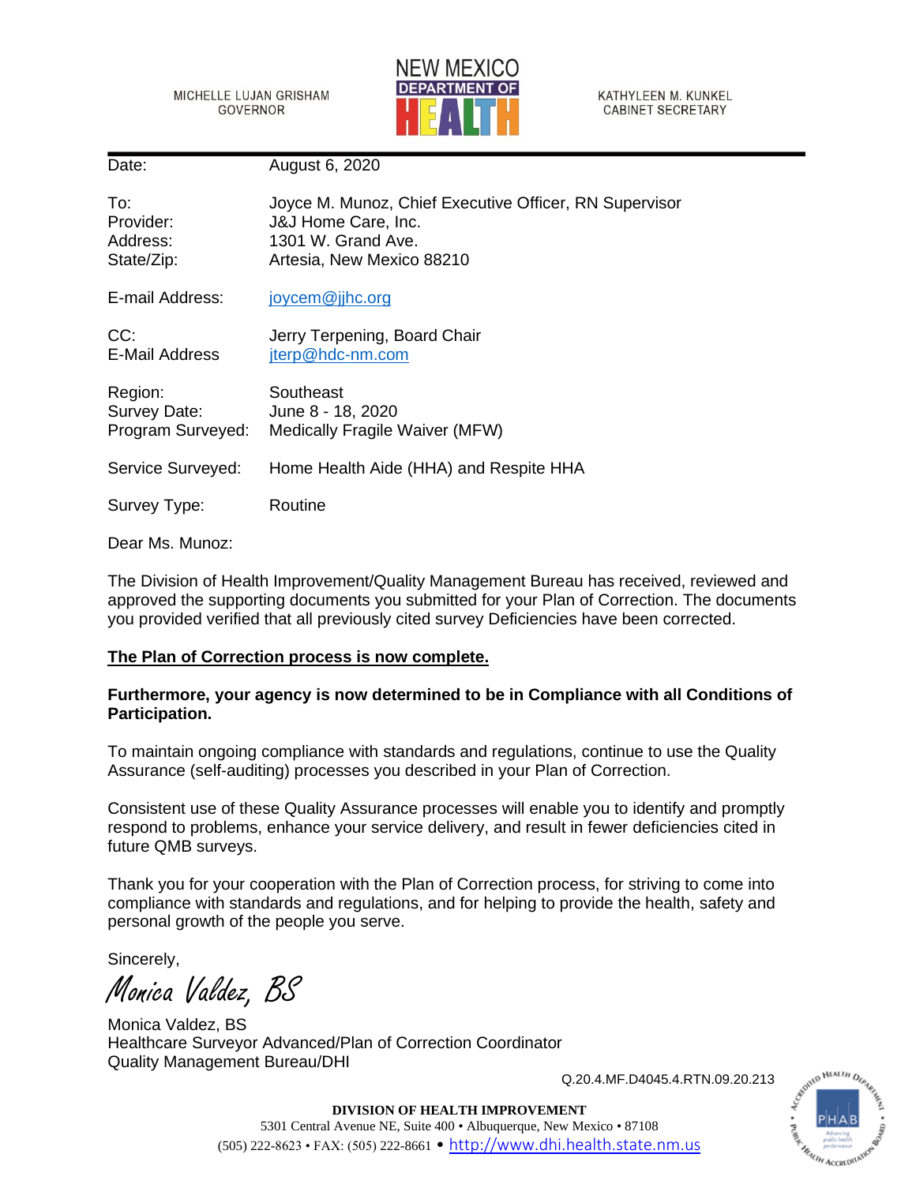MICHELLE LUJAN GRISHAM
GOVERNOR

NEW MEXICO
DEPARTMENT OF
HEALTH

KATHYLEEN M. KUNKEL
CABINET SECRETARY

| | |
|---|---|
| Date: | August 6, 2020 |
| To: | Joyce M. Munoz, Chief Executive Officer, RN Supervisor |
| Provider: | J&J Home Care, Inc. |
| Address: | 1301 W. Grand Ave. |
| State/Zip: | Artesia, New Mexico 88210 |
| E-mail Address: | joycem@jjhc.org |
| CC: | Jerry Terpening, Board Chair |
| E-Mail Address | jterp@hdc-nm.com |
| Region: | Southeast |
| Survey Date: | June 8 - 18, 2020 |
| Program Surveyed: | Medically Fragile Waiver (MFW) |
| Service Surveyed: | Home Health Aide (HHA) and Respite HHA |
| Survey Type: | Routine |

Dear Ms. Munoz:

The Division of Health Improvement/Quality Management Bureau has received, reviewed and approved the supporting documents you submitted for your Plan of Correction. The documents you provided verified that all previously cited survey Deficiencies have been corrected.

**The Plan of Correction process is now complete.**

**Furthermore, your agency is now determined to be in Compliance with all Conditions of Participation.**

To maintain ongoing compliance with standards and regulations, continue to use the Quality Assurance (self-auditing) processes you described in your Plan of Correction.

Consistent use of these Quality Assurance processes will enable you to identify and promptly respond to problems, enhance your service delivery, and result in fewer deficiencies cited in future QMB surveys.

Thank you for your cooperation with the Plan of Correction process, for striving to come into compliance with standards and regulations, and for helping to provide the health, safety and personal growth of the people you serve.

Sincerely,

*Monica Valdez, BS*

Monica Valdez, BS
Healthcare Surveyor Advanced/Plan of Correction Coordinator
Quality Management Bureau/DHI

Q.20.4.MF.D4045.4.RTN.09.20.213

**DIVISION OF HEALTH IMPROVEMENT**
5301 Central Avenue NE, Suite 400 • Albuquerque, New Mexico • 87108
(505) 222-8623 • FAX: (505) 222-8661 • http://www.dhi.health.state.nm.us